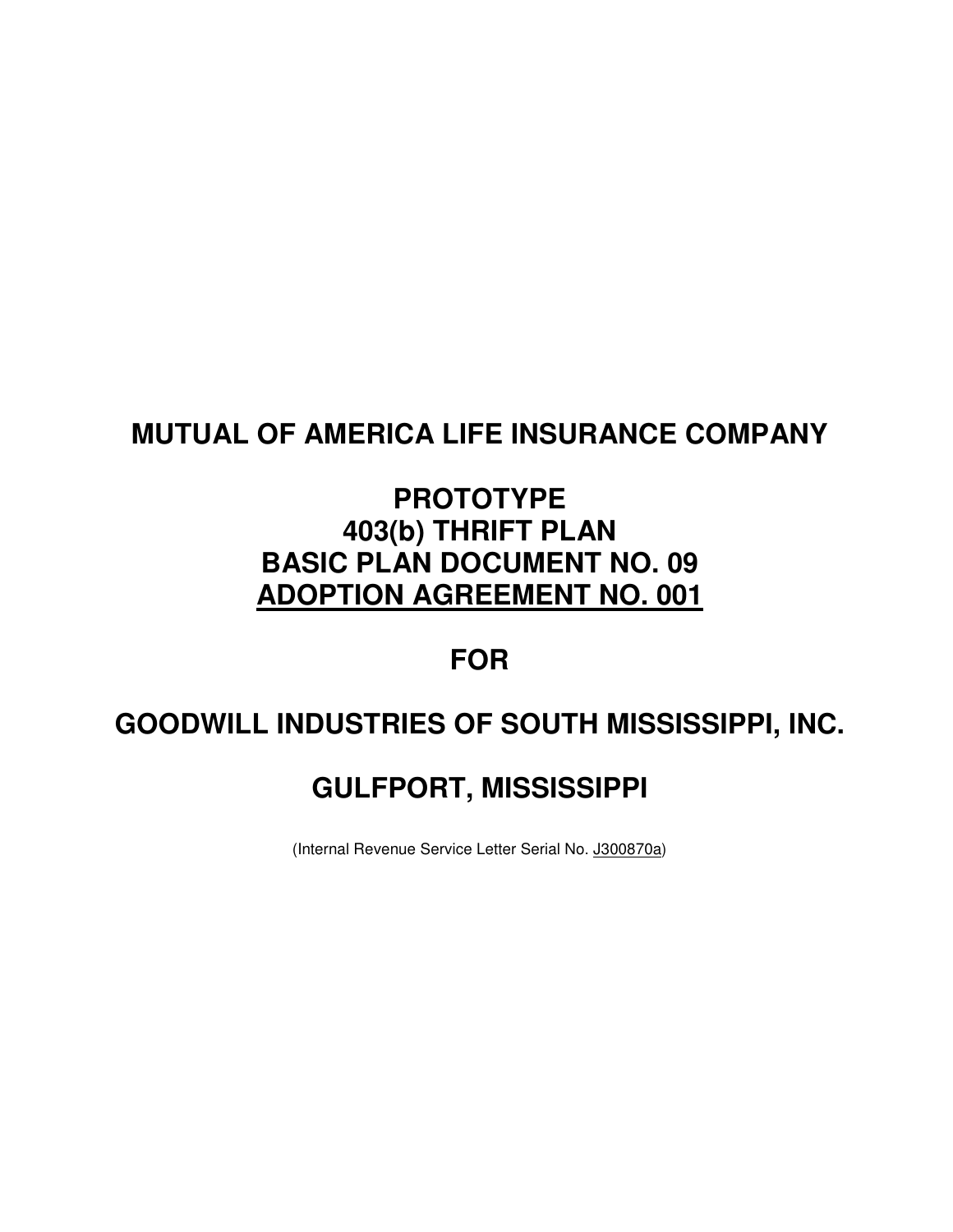# MUTUAL OF AMERICA LIFE INSURANCE COMPANY

# PROTOTYPE
# 403(b) THRIFT PLAN
# BASIC PLAN DOCUMENT NO. 09
# ADOPTION AGREEMENT NO. 001

# FOR

# GOODWILL INDUSTRIES OF SOUTH MISSISSIPPI, INC.

# GULFPORT, MISSISSIPPI

(Internal Revenue Service Letter Serial No. J300870a)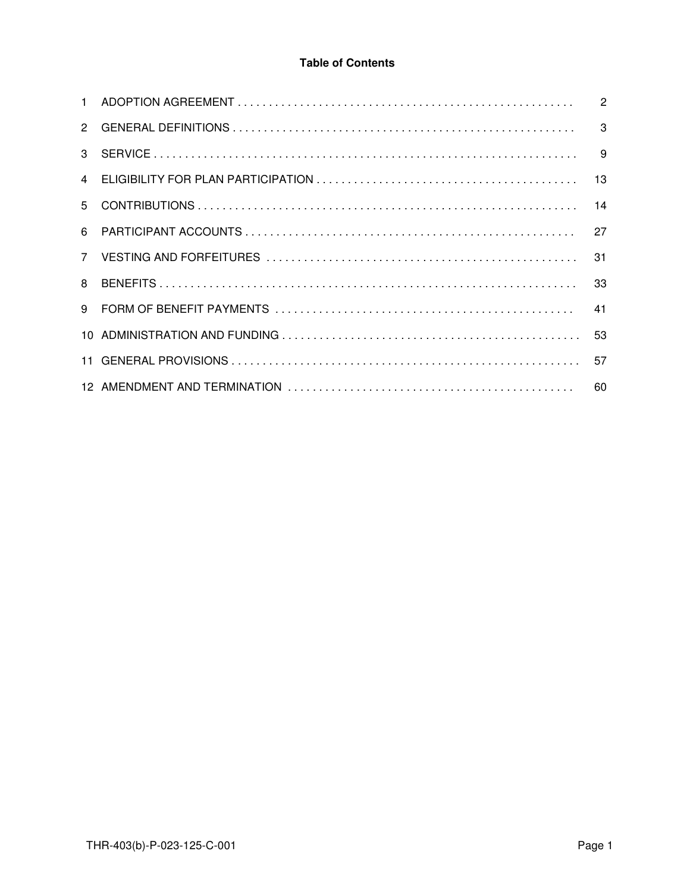# Table of Contents

| | | |
|---|---|---|
| 1 | ADOPTION AGREEMENT | 2 |
| 2 | GENERAL DEFINITIONS | 3 |
| 3 | SERVICE | 9 |
| 4 | ELIGIBILITY FOR PLAN PARTICIPATION | 13 |
| 5 | CONTRIBUTIONS | 14 |
| 6 | PARTICIPANT ACCOUNTS | 27 |
| 7 | VESTING AND FORFEITURES | 31 |
| 8 | BENEFITS | 33 |
| 9 | FORM OF BENEFIT PAYMENTS | 41 |
| 10 | ADMINISTRATION AND FUNDING | 53 |
| 11 | GENERAL PROVISIONS | 57 |
| 12 | AMENDMENT AND TERMINATION | 60 |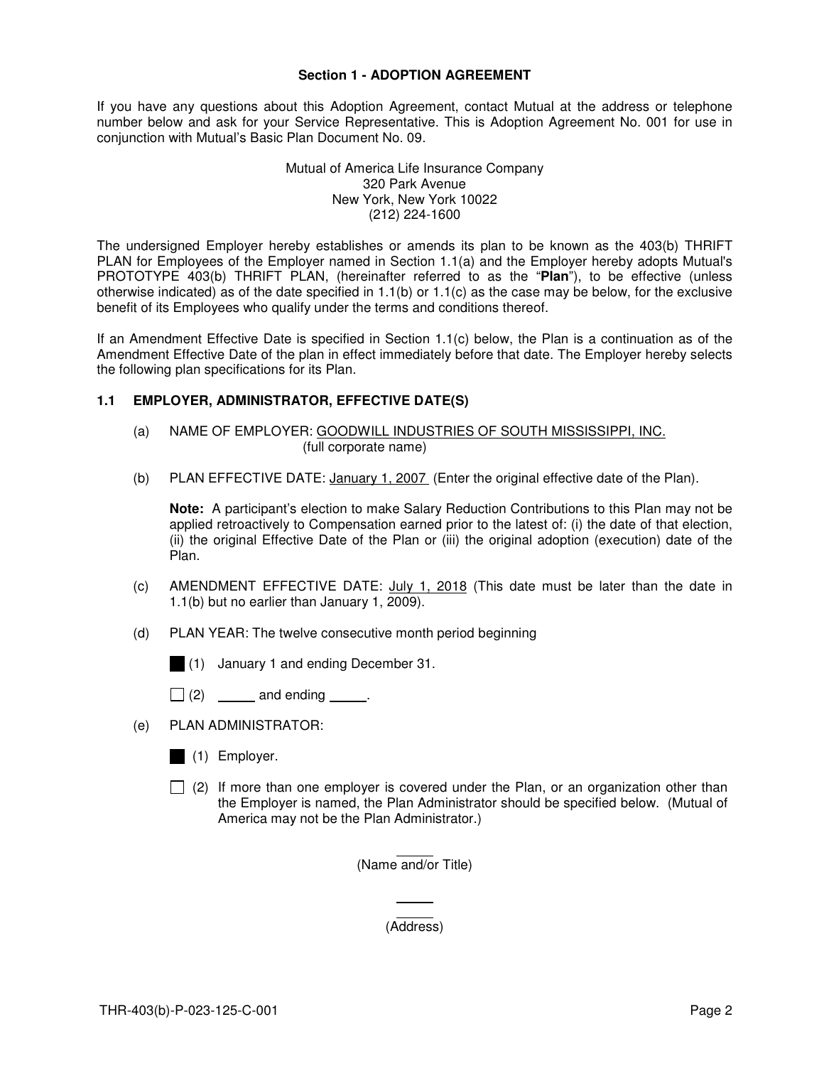## Section 1 - ADOPTION AGREEMENT

If you have any questions about this Adoption Agreement, contact Mutual at the address or telephone number below and ask for your Service Representative. This is Adoption Agreement No. 001 for use in conjunction with Mutual's Basic Plan Document No. 09.

Mutual of America Life Insurance Company
320 Park Avenue
New York, New York 10022
(212) 224-1600

The undersigned Employer hereby establishes or amends its plan to be known as the 403(b) THRIFT PLAN for Employees of the Employer named in Section 1.1(a) and the Employer hereby adopts Mutual's PROTOTYPE 403(b) THRIFT PLAN, (hereinafter referred to as the "**Plan**"), to be effective (unless otherwise indicated) as of the date specified in 1.1(b) or 1.1(c) as the case may be below, for the exclusive benefit of its Employees who qualify under the terms and conditions thereof.

If an Amendment Effective Date is specified in Section 1.1(c) below, the Plan is a continuation as of the Amendment Effective Date of the plan in effect immediately before that date. The Employer hereby selects the following plan specifications for its Plan.

### 1.1 EMPLOYER, ADMINISTRATOR, EFFECTIVE DATE(S)

(a) NAME OF EMPLOYER: GOODWILL INDUSTRIES OF SOUTH MISSISSIPPI, INC.
(full corporate name)

(b) PLAN EFFECTIVE DATE: January 1, 2007 (Enter the original effective date of the Plan).

**Note:** A participant's election to make Salary Reduction Contributions to this Plan may not be applied retroactively to Compensation earned prior to the latest of: (i) the date of that election, (ii) the original Effective Date of the Plan or (iii) the original adoption (execution) date of the Plan.

(c) AMENDMENT EFFECTIVE DATE: July 1, 2018 (This date must be later than the date in 1.1(b) but no earlier than January 1, 2009).

(d) PLAN YEAR: The twelve consecutive month period beginning

■ (1) January 1 and ending December 31.

☐ (2) _____ and ending _____.

(e) PLAN ADMINISTRATOR:

■ (1) Employer.

☐ (2) If more than one employer is covered under the Plan, or an organization other than the Employer is named, the Plan Administrator should be specified below. (Mutual of America may not be the Plan Administrator.)

_____
(Name and/or Title)

_____
(Address)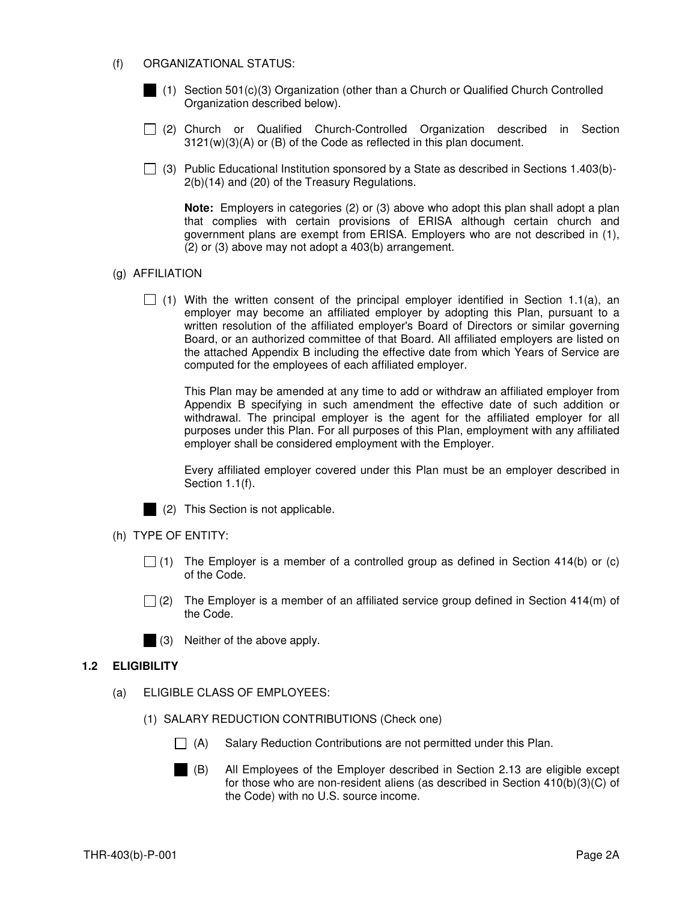(f) ORGANIZATIONAL STATUS:

■ (1) Section 501(c)(3) Organization (other than a Church or Qualified Church Controlled Organization described below).

☐ (2) Church or Qualified Church-Controlled Organization described in Section 3121(w)(3)(A) or (B) of the Code as reflected in this plan document.

☐ (3) Public Educational Institution sponsored by a State as described in Sections 1.403(b)-2(b)(14) and (20) of the Treasury Regulations.

**Note:** Employers in categories (2) or (3) above who adopt this plan shall adopt a plan that complies with certain provisions of ERISA although certain church and government plans are exempt from ERISA. Employers who are not described in (1), (2) or (3) above may not adopt a 403(b) arrangement.

(g) AFFILIATION

☐ (1) With the written consent of the principal employer identified in Section 1.1(a), an employer may become an affiliated employer by adopting this Plan, pursuant to a written resolution of the affiliated employer's Board of Directors or similar governing Board, or an authorized committee of that Board. All affiliated employers are listed on the attached Appendix B including the effective date from which Years of Service are computed for the employees of each affiliated employer.

This Plan may be amended at any time to add or withdraw an affiliated employer from Appendix B specifying in such amendment the effective date of such addition or withdrawal. The principal employer is the agent for the affiliated employer for all purposes under this Plan. For all purposes of this Plan, employment with any affiliated employer shall be considered employment with the Employer.

Every affiliated employer covered under this Plan must be an employer described in Section 1.1(f).

■ (2) This Section is not applicable.

(h) TYPE OF ENTITY:

☐ (1) The Employer is a member of a controlled group as defined in Section 414(b) or (c) of the Code.

☐ (2) The Employer is a member of an affiliated service group defined in Section 414(m) of the Code.

■ (3) Neither of the above apply.

**1.2 ELIGIBILITY**

(a) ELIGIBLE CLASS OF EMPLOYEES:

(1) SALARY REDUCTION CONTRIBUTIONS (Check one)

☐ (A) Salary Reduction Contributions are not permitted under this Plan.

■ (B) All Employees of the Employer described in Section 2.13 are eligible except for those who are non-resident aliens (as described in Section 410(b)(3)(C) of the Code) with no U.S. source income.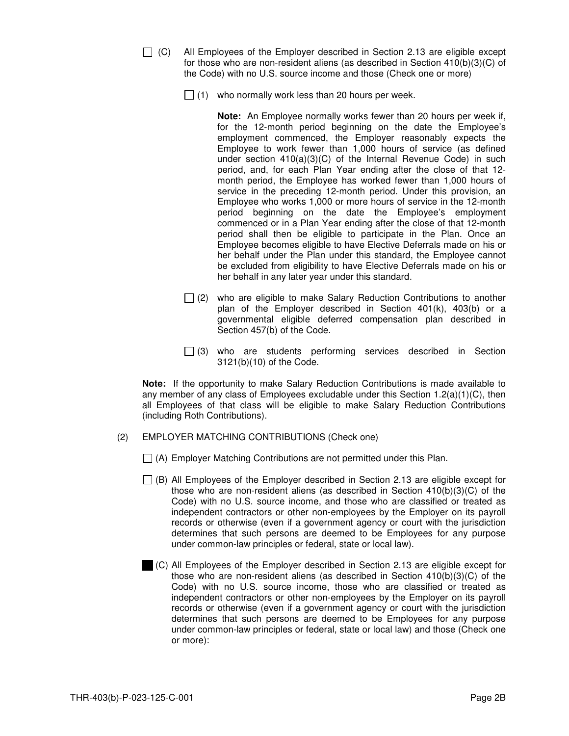☐ (C) All Employees of the Employer described in Section 2.13 are eligible except for those who are non-resident aliens (as described in Section 410(b)(3)(C) of the Code) with no U.S. source income and those (Check one or more)

☐ (1) who normally work less than 20 hours per week.

**Note:** An Employee normally works fewer than 20 hours per week if, for the 12-month period beginning on the date the Employee's employment commenced, the Employer reasonably expects the Employee to work fewer than 1,000 hours of service (as defined under section 410(a)(3)(C) of the Internal Revenue Code) in such period, and, for each Plan Year ending after the close of that 12-month period, the Employee has worked fewer than 1,000 hours of service in the preceding 12-month period. Under this provision, an Employee who works 1,000 or more hours of service in the 12-month period beginning on the date the Employee's employment commenced or in a Plan Year ending after the close of that 12-month period shall then be eligible to participate in the Plan. Once an Employee becomes eligible to have Elective Deferrals made on his or her behalf under the Plan under this standard, the Employee cannot be excluded from eligibility to have Elective Deferrals made on his or her behalf in any later year under this standard.

☐ (2) who are eligible to make Salary Reduction Contributions to another plan of the Employer described in Section 401(k), 403(b) or a governmental eligible deferred compensation plan described in Section 457(b) of the Code.

☐ (3) who are students performing services described in Section 3121(b)(10) of the Code.

**Note:** If the opportunity to make Salary Reduction Contributions is made available to any member of any class of Employees excludable under this Section 1.2(a)(1)(C), then all Employees of that class will be eligible to make Salary Reduction Contributions (including Roth Contributions).

(2) EMPLOYER MATCHING CONTRIBUTIONS (Check one)

☐ (A) Employer Matching Contributions are not permitted under this Plan.

☐ (B) All Employees of the Employer described in Section 2.13 are eligible except for those who are non-resident aliens (as described in Section 410(b)(3)(C) of the Code) with no U.S. source income, and those who are classified or treated as independent contractors or other non-employees by the Employer on its payroll records or otherwise (even if a government agency or court with the jurisdiction determines that such persons are deemed to be Employees for any purpose under common-law principles or federal, state or local law).

■ (C) All Employees of the Employer described in Section 2.13 are eligible except for those who are non-resident aliens (as described in Section 410(b)(3)(C) of the Code) with no U.S. source income, those who are classified or treated as independent contractors or other non-employees by the Employer on its payroll records or otherwise (even if a government agency or court with the jurisdiction determines that such persons are deemed to be Employees for any purpose under common-law principles or federal, state or local law) and those (Check one or more):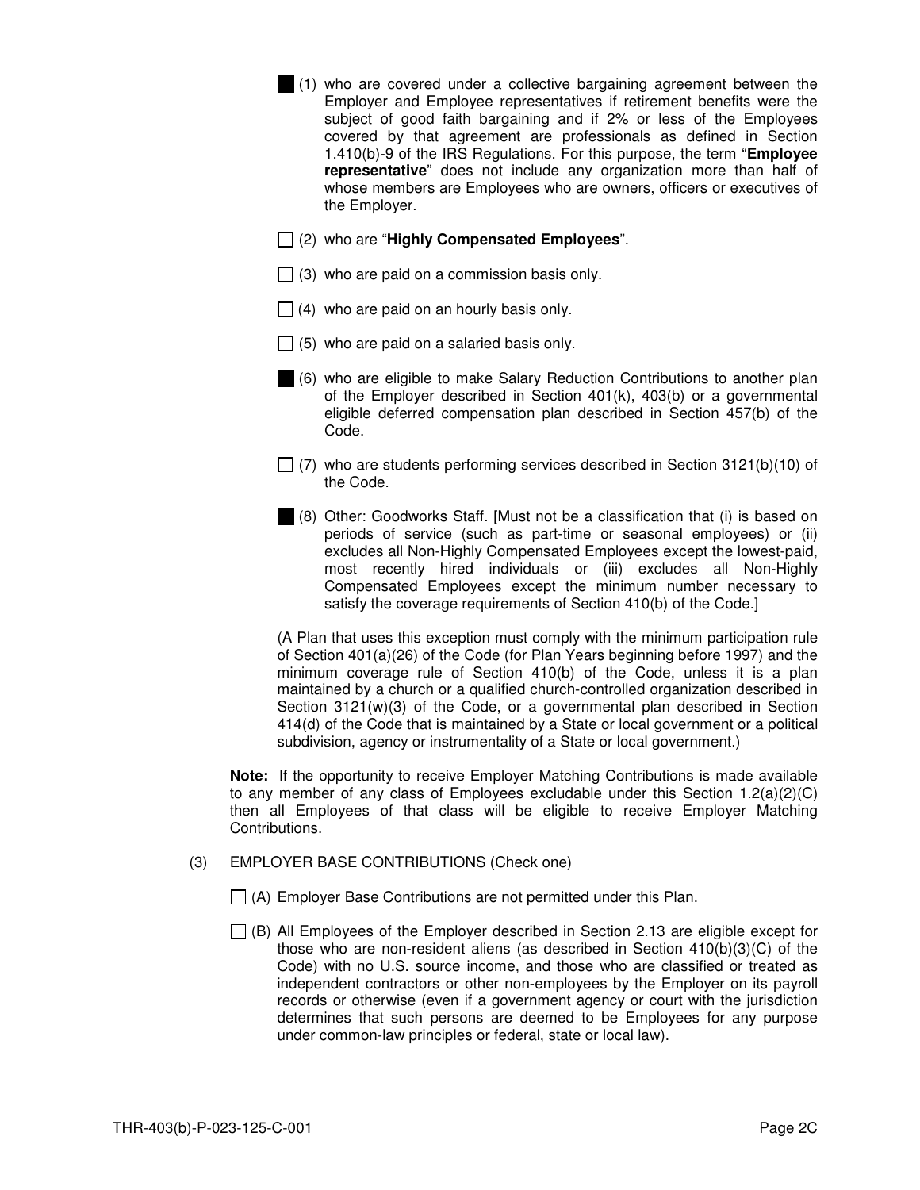■ (1) who are covered under a collective bargaining agreement between the Employer and Employee representatives if retirement benefits were the subject of good faith bargaining and if 2% or less of the Employees covered by that agreement are professionals as defined in Section 1.410(b)-9 of the IRS Regulations. For this purpose, the term "**Employee representative**" does not include any organization more than half of whose members are Employees who are owners, officers or executives of the Employer.

☐ (2) who are "**Highly Compensated Employees**".

☐ (3) who are paid on a commission basis only.

☐ (4) who are paid on an hourly basis only.

☐ (5) who are paid on a salaried basis only.

■ (6) who are eligible to make Salary Reduction Contributions to another plan of the Employer described in Section 401(k), 403(b) or a governmental eligible deferred compensation plan described in Section 457(b) of the Code.

☐ (7) who are students performing services described in Section 3121(b)(10) of the Code.

■ (8) Other: Goodworks Staff. [Must not be a classification that (i) is based on periods of service (such as part-time or seasonal employees) or (ii) excludes all Non-Highly Compensated Employees except the lowest-paid, most recently hired individuals or (iii) excludes all Non-Highly Compensated Employees except the minimum number necessary to satisfy the coverage requirements of Section 410(b) of the Code.]

(A Plan that uses this exception must comply with the minimum participation rule of Section 401(a)(26) of the Code (for Plan Years beginning before 1997) and the minimum coverage rule of Section 410(b) of the Code, unless it is a plan maintained by a church or a qualified church-controlled organization described in Section 3121(w)(3) of the Code, or a governmental plan described in Section 414(d) of the Code that is maintained by a State or local government or a political subdivision, agency or instrumentality of a State or local government.)

**Note:** If the opportunity to receive Employer Matching Contributions is made available to any member of any class of Employees excludable under this Section 1.2(a)(2)(C) then all Employees of that class will be eligible to receive Employer Matching Contributions.

(3) EMPLOYER BASE CONTRIBUTIONS (Check one)

☐ (A) Employer Base Contributions are not permitted under this Plan.

☐ (B) All Employees of the Employer described in Section 2.13 are eligible except for those who are non-resident aliens (as described in Section 410(b)(3)(C) of the Code) with no U.S. source income, and those who are classified or treated as independent contractors or other non-employees by the Employer on its payroll records or otherwise (even if a government agency or court with the jurisdiction determines that such persons are deemed to be Employees for any purpose under common-law principles or federal, state or local law).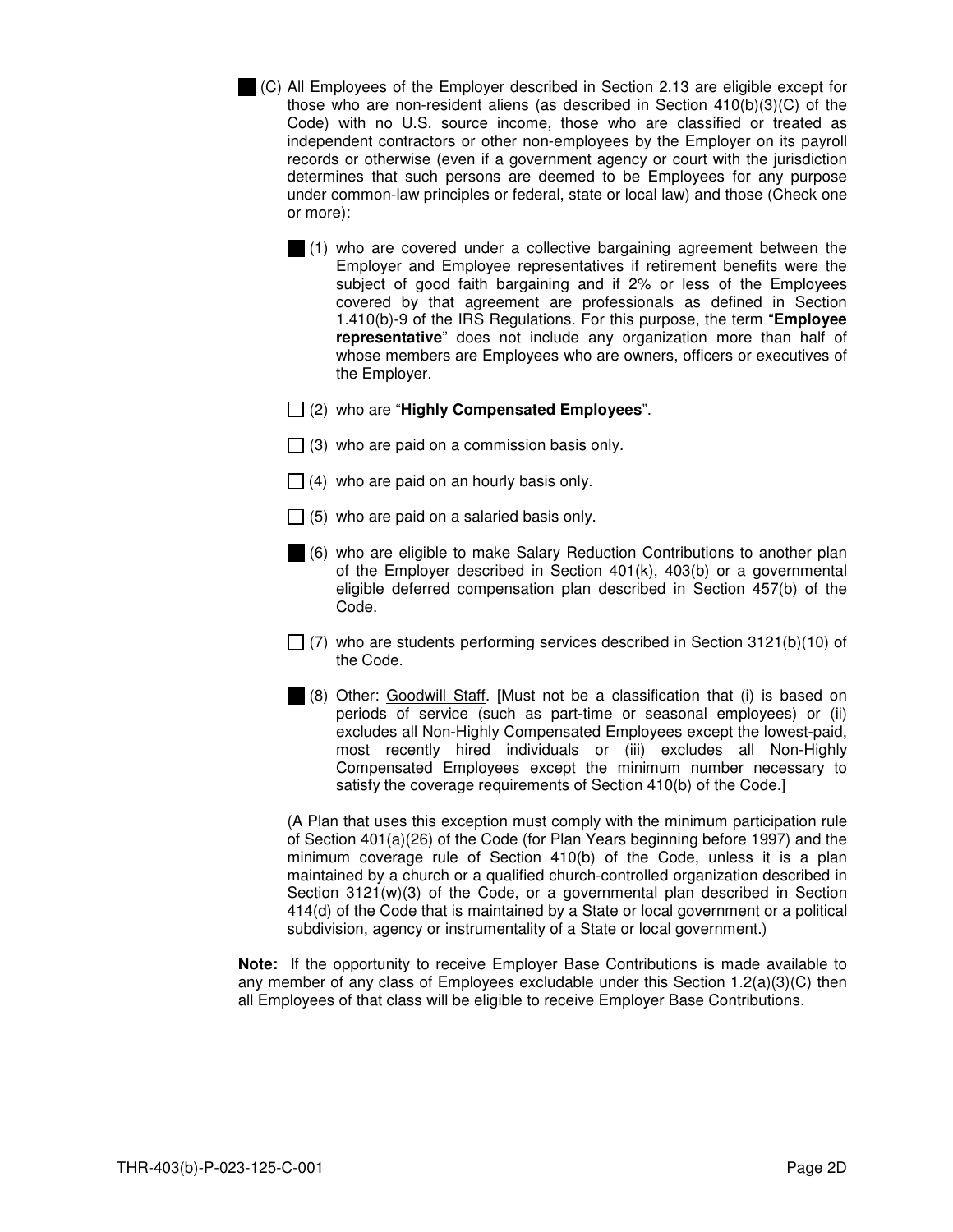■ (C) All Employees of the Employer described in Section 2.13 are eligible except for those who are non-resident aliens (as described in Section 410(b)(3)(C) of the Code) with no U.S. source income, those who are classified or treated as independent contractors or other non-employees by the Employer on its payroll records or otherwise (even if a government agency or court with the jurisdiction determines that such persons are deemed to be Employees for any purpose under common-law principles or federal, state or local law) and those (Check one or more):

■ (1) who are covered under a collective bargaining agreement between the Employer and Employee representatives if retirement benefits were the subject of good faith bargaining and if 2% or less of the Employees covered by that agreement are professionals as defined in Section 1.410(b)-9 of the IRS Regulations. For this purpose, the term "**Employee representative**" does not include any organization more than half of whose members are Employees who are owners, officers or executives of the Employer.

☐ (2) who are "**Highly Compensated Employees**".

☐ (3) who are paid on a commission basis only.

☐ (4) who are paid on an hourly basis only.

☐ (5) who are paid on a salaried basis only.

■ (6) who are eligible to make Salary Reduction Contributions to another plan of the Employer described in Section 401(k), 403(b) or a governmental eligible deferred compensation plan described in Section 457(b) of the Code.

☐ (7) who are students performing services described in Section 3121(b)(10) of the Code.

■ (8) Other: Goodwill Staff. [Must not be a classification that (i) is based on periods of service (such as part-time or seasonal employees) or (ii) excludes all Non-Highly Compensated Employees except the lowest-paid, most recently hired individuals or (iii) excludes all Non-Highly Compensated Employees except the minimum number necessary to satisfy the coverage requirements of Section 410(b) of the Code.]

(A Plan that uses this exception must comply with the minimum participation rule of Section 401(a)(26) of the Code (for Plan Years beginning before 1997) and the minimum coverage rule of Section 410(b) of the Code, unless it is a plan maintained by a church or a qualified church-controlled organization described in Section 3121(w)(3) of the Code, or a governmental plan described in Section 414(d) of the Code that is maintained by a State or local government or a political subdivision, agency or instrumentality of a State or local government.)

**Note:** If the opportunity to receive Employer Base Contributions is made available to any member of any class of Employees excludable under this Section 1.2(a)(3)(C) then all Employees of that class will be eligible to receive Employer Base Contributions.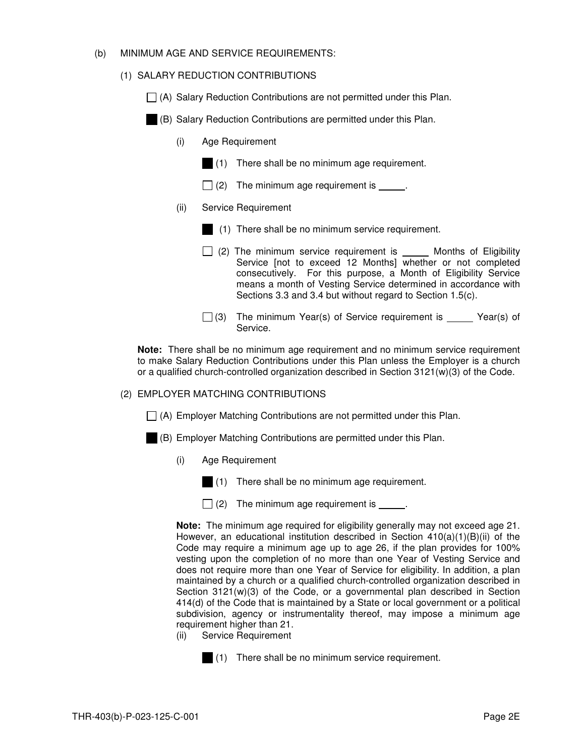(b) MINIMUM AGE AND SERVICE REQUIREMENTS:

(1) SALARY REDUCTION CONTRIBUTIONS

☐ (A) Salary Reduction Contributions are not permitted under this Plan.

■ (B) Salary Reduction Contributions are permitted under this Plan.

(i) Age Requirement

■ (1) There shall be no minimum age requirement.

☐ (2) The minimum age requirement is _____.

(ii) Service Requirement

■ (1) There shall be no minimum service requirement.

☐ (2) The minimum service requirement is _____ Months of Eligibility Service [not to exceed 12 Months] whether or not completed consecutively. For this purpose, a Month of Eligibility Service means a month of Vesting Service determined in accordance with Sections 3.3 and 3.4 but without regard to Section 1.5(c).

☐ (3) The minimum Year(s) of Service requirement is _____ Year(s) of Service.

**Note:** There shall be no minimum age requirement and no minimum service requirement to make Salary Reduction Contributions under this Plan unless the Employer is a church or a qualified church-controlled organization described in Section 3121(w)(3) of the Code.

(2) EMPLOYER MATCHING CONTRIBUTIONS

☐ (A) Employer Matching Contributions are not permitted under this Plan.

■ (B) Employer Matching Contributions are permitted under this Plan.

(i) Age Requirement

■ (1) There shall be no minimum age requirement.

☐ (2) The minimum age requirement is _____.

**Note:** The minimum age required for eligibility generally may not exceed age 21. However, an educational institution described in Section 410(a)(1)(B)(ii) of the Code may require a minimum age up to age 26, if the plan provides for 100% vesting upon the completion of no more than one Year of Vesting Service and does not require more than one Year of Service for eligibility. In addition, a plan maintained by a church or a qualified church-controlled organization described in Section 3121(w)(3) of the Code, or a governmental plan described in Section 414(d) of the Code that is maintained by a State or local government or a political subdivision, agency or instrumentality thereof, may impose a minimum age requirement higher than 21.

(ii) Service Requirement

■ (1) There shall be no minimum service requirement.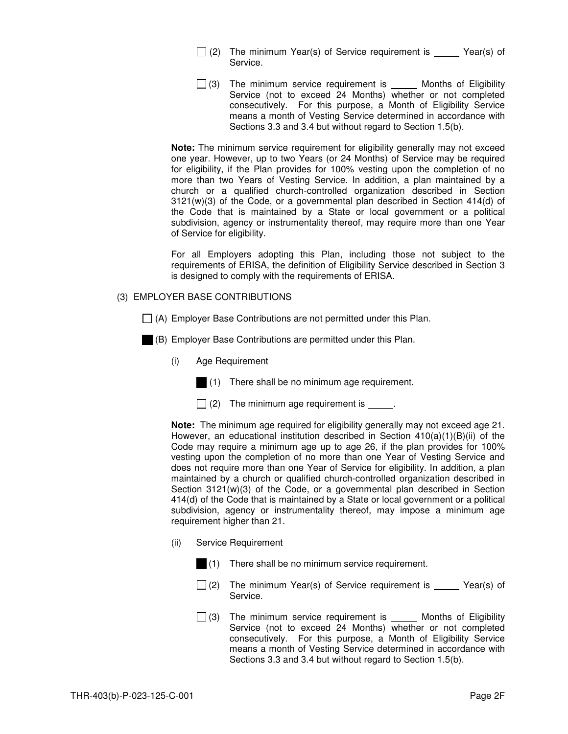☐ (2) The minimum Year(s) of Service requirement is _____ Year(s) of Service.

☐ (3) The minimum service requirement is _____ Months of Eligibility Service (not to exceed 24 Months) whether or not completed consecutively. For this purpose, a Month of Eligibility Service means a month of Vesting Service determined in accordance with Sections 3.3 and 3.4 but without regard to Section 1.5(b).

**Note:** The minimum service requirement for eligibility generally may not exceed one year. However, up to two Years (or 24 Months) of Service may be required for eligibility, if the Plan provides for 100% vesting upon the completion of no more than two Years of Vesting Service. In addition, a plan maintained by a church or a qualified church-controlled organization described in Section 3121(w)(3) of the Code, or a governmental plan described in Section 414(d) of the Code that is maintained by a State or local government or a political subdivision, agency or instrumentality thereof, may require more than one Year of Service for eligibility.

For all Employers adopting this Plan, including those not subject to the requirements of ERISA, the definition of Eligibility Service described in Section 3 is designed to comply with the requirements of ERISA.

(3) EMPLOYER BASE CONTRIBUTIONS

☐ (A) Employer Base Contributions are not permitted under this Plan.

■ (B) Employer Base Contributions are permitted under this Plan.

(i) Age Requirement

■ (1) There shall be no minimum age requirement.

☐ (2) The minimum age requirement is _____.

**Note:** The minimum age required for eligibility generally may not exceed age 21. However, an educational institution described in Section 410(a)(1)(B)(ii) of the Code may require a minimum age up to age 26, if the plan provides for 100% vesting upon the completion of no more than one Year of Vesting Service and does not require more than one Year of Service for eligibility. In addition, a plan maintained by a church or qualified church-controlled organization described in Section 3121(w)(3) of the Code, or a governmental plan described in Section 414(d) of the Code that is maintained by a State or local government or a political subdivision, agency or instrumentality thereof, may impose a minimum age requirement higher than 21.

(ii) Service Requirement

■ (1) There shall be no minimum service requirement.

☐ (2) The minimum Year(s) of Service requirement is _____ Year(s) of Service.

☐ (3) The minimum service requirement is _____ Months of Eligibility Service (not to exceed 24 Months) whether or not completed consecutively. For this purpose, a Month of Eligibility Service means a month of Vesting Service determined in accordance with Sections 3.3 and 3.4 but without regard to Section 1.5(b).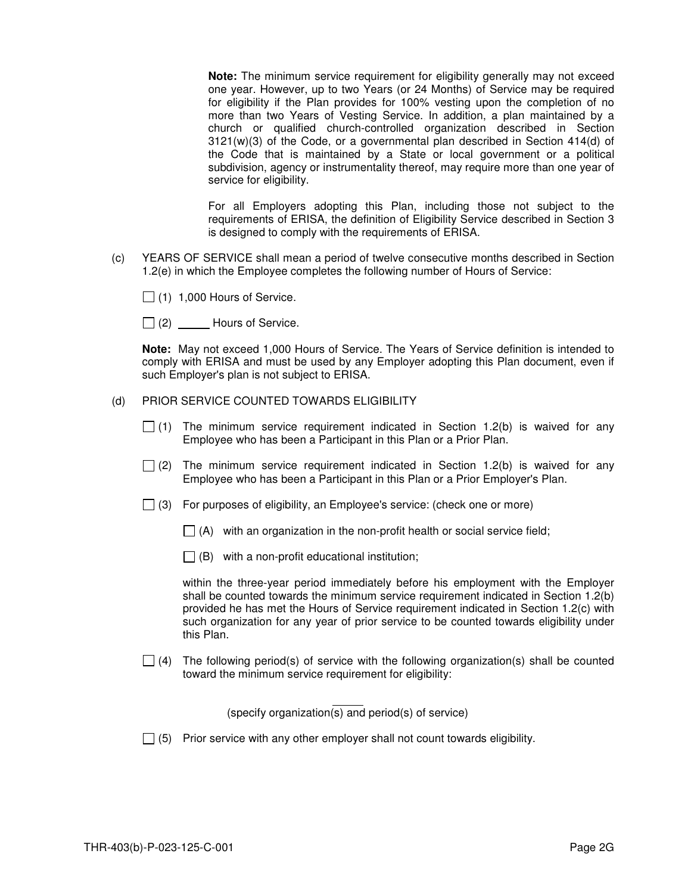**Note:** The minimum service requirement for eligibility generally may not exceed one year. However, up to two Years (or 24 Months) of Service may be required for eligibility if the Plan provides for 100% vesting upon the completion of no more than two Years of Vesting Service. In addition, a plan maintained by a church or qualified church-controlled organization described in Section 3121(w)(3) of the Code, or a governmental plan described in Section 414(d) of the Code that is maintained by a State or local government or a political subdivision, agency or instrumentality thereof, may require more than one year of service for eligibility.

For all Employers adopting this Plan, including those not subject to the requirements of ERISA, the definition of Eligibility Service described in Section 3 is designed to comply with the requirements of ERISA.

(c) YEARS OF SERVICE shall mean a period of twelve consecutive months described in Section 1.2(e) in which the Employee completes the following number of Hours of Service:

☐ (1) 1,000 Hours of Service.

☐ (2) _____ Hours of Service.

**Note:** May not exceed 1,000 Hours of Service. The Years of Service definition is intended to comply with ERISA and must be used by any Employer adopting this Plan document, even if such Employer's plan is not subject to ERISA.

(d) PRIOR SERVICE COUNTED TOWARDS ELIGIBILITY

☐ (1) The minimum service requirement indicated in Section 1.2(b) is waived for any Employee who has been a Participant in this Plan or a Prior Plan.

☐ (2) The minimum service requirement indicated in Section 1.2(b) is waived for any Employee who has been a Participant in this Plan or a Prior Employer's Plan.

☐ (3) For purposes of eligibility, an Employee's service: (check one or more)

☐ (A) with an organization in the non-profit health or social service field;

☐ (B) with a non-profit educational institution;

within the three-year period immediately before his employment with the Employer shall be counted towards the minimum service requirement indicated in Section 1.2(b) provided he has met the Hours of Service requirement indicated in Section 1.2(c) with such organization for any year of prior service to be counted towards eligibility under this Plan.

☐ (4) The following period(s) of service with the following organization(s) shall be counted toward the minimum service requirement for eligibility:

_____

(specify organization(s) and period(s) of service)

☐ (5) Prior service with any other employer shall not count towards eligibility.

THR-403(b)-P-023-125-C-001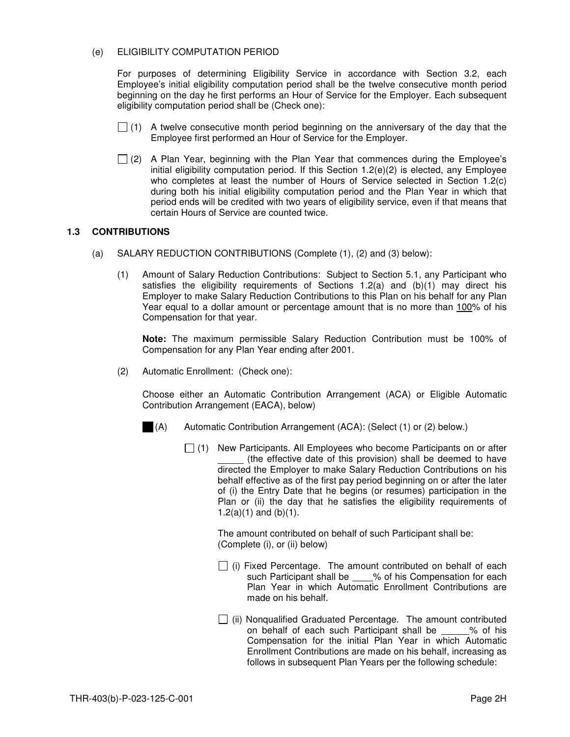(e) ELIGIBILITY COMPUTATION PERIOD

For purposes of determining Eligibility Service in accordance with Section 3.2, each Employee's initial eligibility computation period shall be the twelve consecutive month period beginning on the day he first performs an Hour of Service for the Employer. Each subsequent eligibility computation period shall be (Check one):

☐ (1) A twelve consecutive month period beginning on the anniversary of the day that the Employee first performed an Hour of Service for the Employer.

☐ (2) A Plan Year, beginning with the Plan Year that commences during the Employee's initial eligibility computation period. If this Section 1.2(e)(2) is elected, any Employee who completes at least the number of Hours of Service selected in Section 1.2(c) during both his initial eligibility computation period and the Plan Year in which that period ends will be credited with two years of eligibility service, even if that means that certain Hours of Service are counted twice.

## 1.3 CONTRIBUTIONS

(a) SALARY REDUCTION CONTRIBUTIONS (Complete (1), (2) and (3) below):

(1) Amount of Salary Reduction Contributions: Subject to Section 5.1, any Participant who satisfies the eligibility requirements of Sections 1.2(a) and (b)(1) may direct his Employer to make Salary Reduction Contributions to this Plan on his behalf for any Plan Year equal to a dollar amount or percentage amount that is no more than 100% of his Compensation for that year.

**Note:** The maximum permissible Salary Reduction Contribution must be 100% of Compensation for any Plan Year ending after 2001.

(2) Automatic Enrollment: (Check one):

Choose either an Automatic Contribution Arrangement (ACA) or Eligible Automatic Contribution Arrangement (EACA), below)

■ (A) Automatic Contribution Arrangement (ACA): (Select (1) or (2) below.)

☐ (1) New Participants. All Employees who become Participants on or after _____ (the effective date of this provision) shall be deemed to have directed the Employer to make Salary Reduction Contributions on his behalf effective as of the first pay period beginning on or after the later of (i) the Entry Date that he begins (or resumes) participation in the Plan or (ii) the day that he satisfies the eligibility requirements of 1.2(a)(1) and (b)(1).

The amount contributed on behalf of such Participant shall be: (Complete (i), or (ii) below)

☐ (i) Fixed Percentage. The amount contributed on behalf of each such Participant shall be ____% of his Compensation for each Plan Year in which Automatic Enrollment Contributions are made on his behalf.

☐ (ii) Nonqualified Graduated Percentage. The amount contributed on behalf of each such Participant shall be _____% of his Compensation for the initial Plan Year in which Automatic Enrollment Contributions are made on his behalf, increasing as follows in subsequent Plan Years per the following schedule: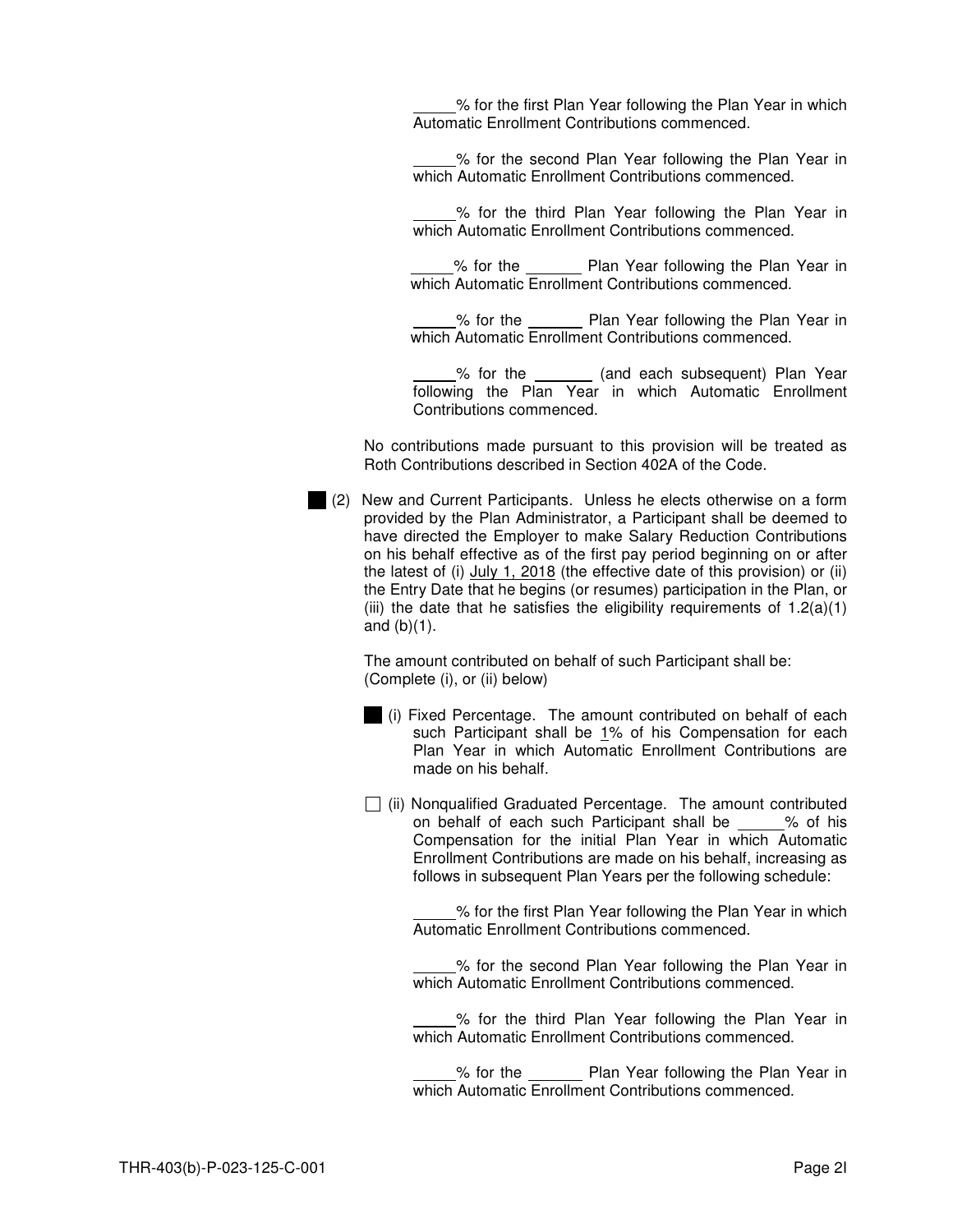_____% for the first Plan Year following the Plan Year in which Automatic Enrollment Contributions commenced.

_____% for the second Plan Year following the Plan Year in which Automatic Enrollment Contributions commenced.

_____% for the third Plan Year following the Plan Year in which Automatic Enrollment Contributions commenced.

_____% for the _______ Plan Year following the Plan Year in which Automatic Enrollment Contributions commenced.

_____% for the _______ Plan Year following the Plan Year in which Automatic Enrollment Contributions commenced.

_____% for the _______ (and each subsequent) Plan Year following the Plan Year in which Automatic Enrollment Contributions commenced.

No contributions made pursuant to this provision will be treated as Roth Contributions described in Section 402A of the Code.

■ (2) New and Current Participants. Unless he elects otherwise on a form provided by the Plan Administrator, a Participant shall be deemed to have directed the Employer to make Salary Reduction Contributions on his behalf effective as of the first pay period beginning on or after the latest of (i) July 1, 2018 (the effective date of this provision) or (ii) the Entry Date that he begins (or resumes) participation in the Plan, or (iii) the date that he satisfies the eligibility requirements of 1.2(a)(1) and (b)(1).

The amount contributed on behalf of such Participant shall be: (Complete (i), or (ii) below)

■ (i) Fixed Percentage. The amount contributed on behalf of each such Participant shall be 1% of his Compensation for each Plan Year in which Automatic Enrollment Contributions are made on his behalf.

☐ (ii) Nonqualified Graduated Percentage. The amount contributed on behalf of each such Participant shall be _____% of his Compensation for the initial Plan Year in which Automatic Enrollment Contributions are made on his behalf, increasing as follows in subsequent Plan Years per the following schedule:

_____% for the first Plan Year following the Plan Year in which Automatic Enrollment Contributions commenced.

_____% for the second Plan Year following the Plan Year in which Automatic Enrollment Contributions commenced.

_____% for the third Plan Year following the Plan Year in which Automatic Enrollment Contributions commenced.

_____% for the _______ Plan Year following the Plan Year in which Automatic Enrollment Contributions commenced.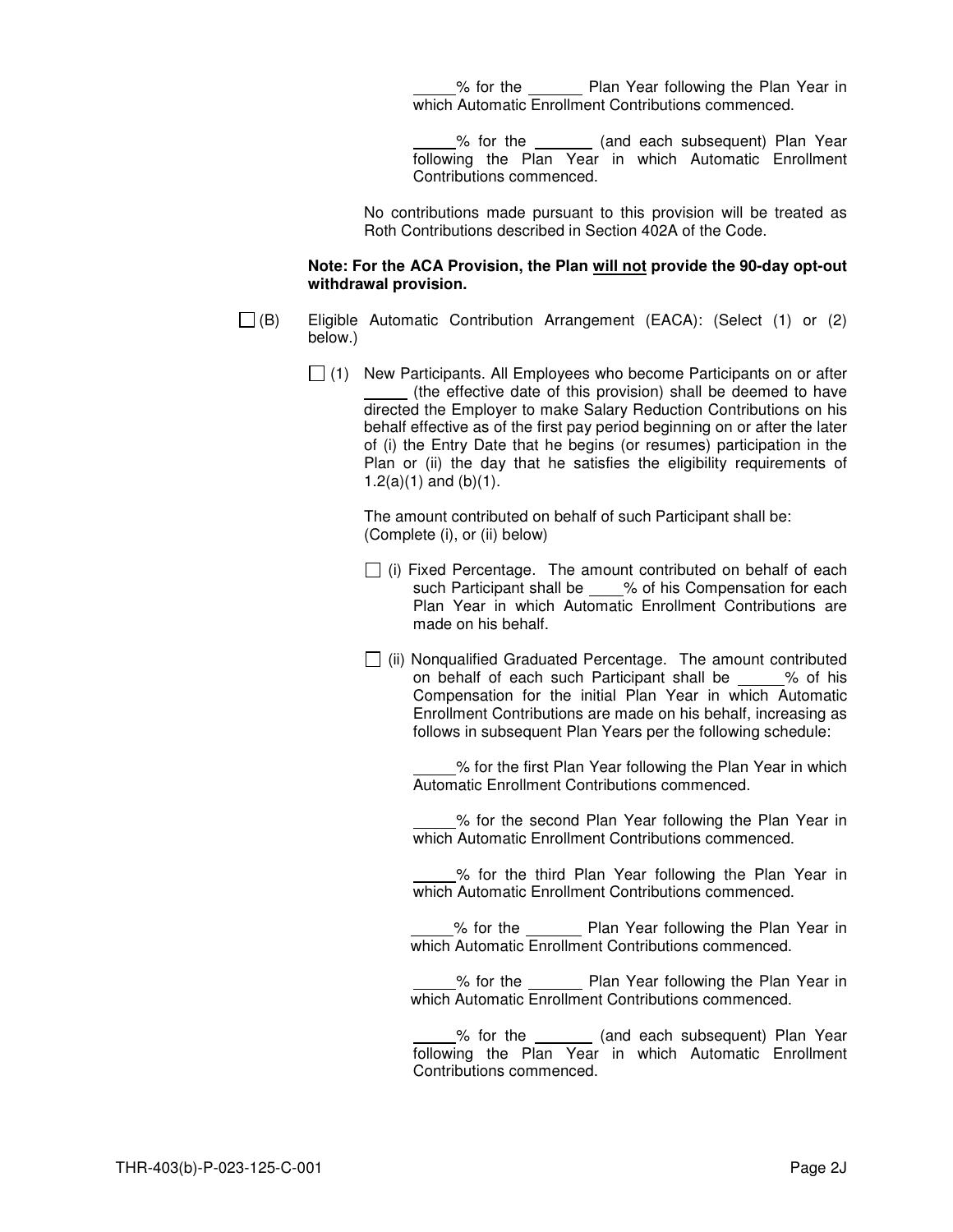_____% for the ______ Plan Year following the Plan Year in which Automatic Enrollment Contributions commenced.

_____% for the _______ (and each subsequent) Plan Year following the Plan Year in which Automatic Enrollment Contributions commenced.

No contributions made pursuant to this provision will be treated as Roth Contributions described in Section 402A of the Code.

**Note: For the ACA Provision, the Plan <u>will not</u> provide the 90-day opt-out withdrawal provision.**

☐ (B) Eligible Automatic Contribution Arrangement (EACA): (Select (1) or (2) below.)

☐ (1) New Participants. All Employees who become Participants on or after _____ (the effective date of this provision) shall be deemed to have directed the Employer to make Salary Reduction Contributions on his behalf effective as of the first pay period beginning on or after the later of (i) the Entry Date that he begins (or resumes) participation in the Plan or (ii) the day that he satisfies the eligibility requirements of 1.2(a)(1) and (b)(1).

The amount contributed on behalf of such Participant shall be: (Complete (i), or (ii) below)

☐ (i) Fixed Percentage. The amount contributed on behalf of each such Participant shall be ____% of his Compensation for each Plan Year in which Automatic Enrollment Contributions are made on his behalf.

☐ (ii) Nonqualified Graduated Percentage. The amount contributed on behalf of each such Participant shall be _____% of his Compensation for the initial Plan Year in which Automatic Enrollment Contributions are made on his behalf, increasing as follows in subsequent Plan Years per the following schedule:

_____% for the first Plan Year following the Plan Year in which Automatic Enrollment Contributions commenced.

_____% for the second Plan Year following the Plan Year in which Automatic Enrollment Contributions commenced.

_____% for the third Plan Year following the Plan Year in which Automatic Enrollment Contributions commenced.

_____% for the ______ Plan Year following the Plan Year in which Automatic Enrollment Contributions commenced.

_____% for the ______ Plan Year following the Plan Year in which Automatic Enrollment Contributions commenced.

_____% for the _______ (and each subsequent) Plan Year following the Plan Year in which Automatic Enrollment Contributions commenced.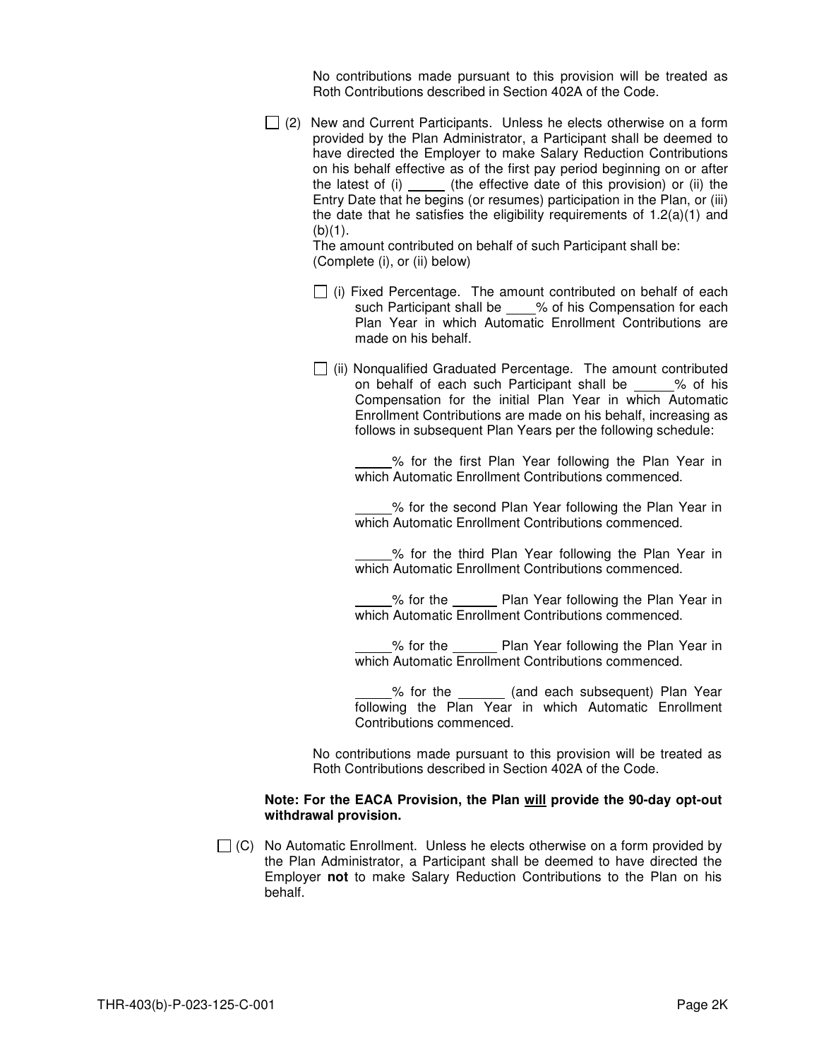No contributions made pursuant to this provision will be treated as Roth Contributions described in Section 402A of the Code.

☐ (2) New and Current Participants. Unless he elects otherwise on a form provided by the Plan Administrator, a Participant shall be deemed to have directed the Employer to make Salary Reduction Contributions on his behalf effective as of the first pay period beginning on or after the latest of (i) _____ (the effective date of this provision) or (ii) the Entry Date that he begins (or resumes) participation in the Plan, or (iii) the date that he satisfies the eligibility requirements of 1.2(a)(1) and (b)(1).

The amount contributed on behalf of such Participant shall be:
(Complete (i), or (ii) below)

☐ (i) Fixed Percentage. The amount contributed on behalf of each such Participant shall be ____% of his Compensation for each Plan Year in which Automatic Enrollment Contributions are made on his behalf.

☐ (ii) Nonqualified Graduated Percentage. The amount contributed on behalf of each such Participant shall be _____% of his Compensation for the initial Plan Year in which Automatic Enrollment Contributions are made on his behalf, increasing as follows in subsequent Plan Years per the following schedule:

_____% for the first Plan Year following the Plan Year in which Automatic Enrollment Contributions commenced.

_____% for the second Plan Year following the Plan Year in which Automatic Enrollment Contributions commenced.

_____% for the third Plan Year following the Plan Year in which Automatic Enrollment Contributions commenced.

_____% for the ______ Plan Year following the Plan Year in which Automatic Enrollment Contributions commenced.

_____% for the ______ Plan Year following the Plan Year in which Automatic Enrollment Contributions commenced.

_____% for the ______ (and each subsequent) Plan Year following the Plan Year in which Automatic Enrollment Contributions commenced.

No contributions made pursuant to this provision will be treated as Roth Contributions described in Section 402A of the Code.

**Note: For the EACA Provision, the Plan will provide the 90-day opt-out withdrawal provision.**

☐ (C) No Automatic Enrollment. Unless he elects otherwise on a form provided by the Plan Administrator, a Participant shall be deemed to have directed the Employer **not** to make Salary Reduction Contributions to the Plan on his behalf.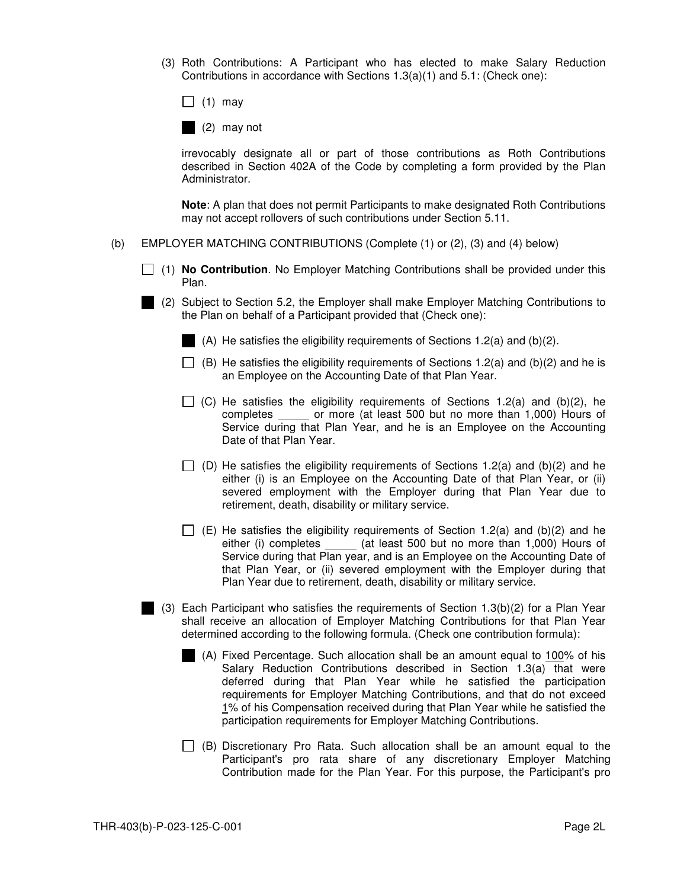(3) Roth Contributions: A Participant who has elected to make Salary Reduction Contributions in accordance with Sections 1.3(a)(1) and 5.1: (Check one):

☐ (1) may

■ (2) may not

irrevocably designate all or part of those contributions as Roth Contributions described in Section 402A of the Code by completing a form provided by the Plan Administrator.

**Note**: A plan that does not permit Participants to make designated Roth Contributions may not accept rollovers of such contributions under Section 5.11.

(b) EMPLOYER MATCHING CONTRIBUTIONS (Complete (1) or (2), (3) and (4) below)

☐ (1) **No Contribution**. No Employer Matching Contributions shall be provided under this Plan.

■ (2) Subject to Section 5.2, the Employer shall make Employer Matching Contributions to the Plan on behalf of a Participant provided that (Check one):

■ (A) He satisfies the eligibility requirements of Sections 1.2(a) and (b)(2).

☐ (B) He satisfies the eligibility requirements of Sections 1.2(a) and (b)(2) and he is an Employee on the Accounting Date of that Plan Year.

☐ (C) He satisfies the eligibility requirements of Sections 1.2(a) and (b)(2), he completes _____ or more (at least 500 but no more than 1,000) Hours of Service during that Plan Year, and he is an Employee on the Accounting Date of that Plan Year.

☐ (D) He satisfies the eligibility requirements of Sections 1.2(a) and (b)(2) and he either (i) is an Employee on the Accounting Date of that Plan Year, or (ii) severed employment with the Employer during that Plan Year due to retirement, death, disability or military service.

☐ (E) He satisfies the eligibility requirements of Section 1.2(a) and (b)(2) and he either (i) completes _____ (at least 500 but no more than 1,000) Hours of Service during that Plan year, and is an Employee on the Accounting Date of that Plan Year, or (ii) severed employment with the Employer during that Plan Year due to retirement, death, disability or military service.

■ (3) Each Participant who satisfies the requirements of Section 1.3(b)(2) for a Plan Year shall receive an allocation of Employer Matching Contributions for that Plan Year determined according to the following formula. (Check one contribution formula):

■ (A) Fixed Percentage. Such allocation shall be an amount equal to 100% of his Salary Reduction Contributions described in Section 1.3(a) that were deferred during that Plan Year while he satisfied the participation requirements for Employer Matching Contributions, and that do not exceed 1% of his Compensation received during that Plan Year while he satisfied the participation requirements for Employer Matching Contributions.

☐ (B) Discretionary Pro Rata. Such allocation shall be an amount equal to the Participant's pro rata share of any discretionary Employer Matching Contribution made for the Plan Year. For this purpose, the Participant's pro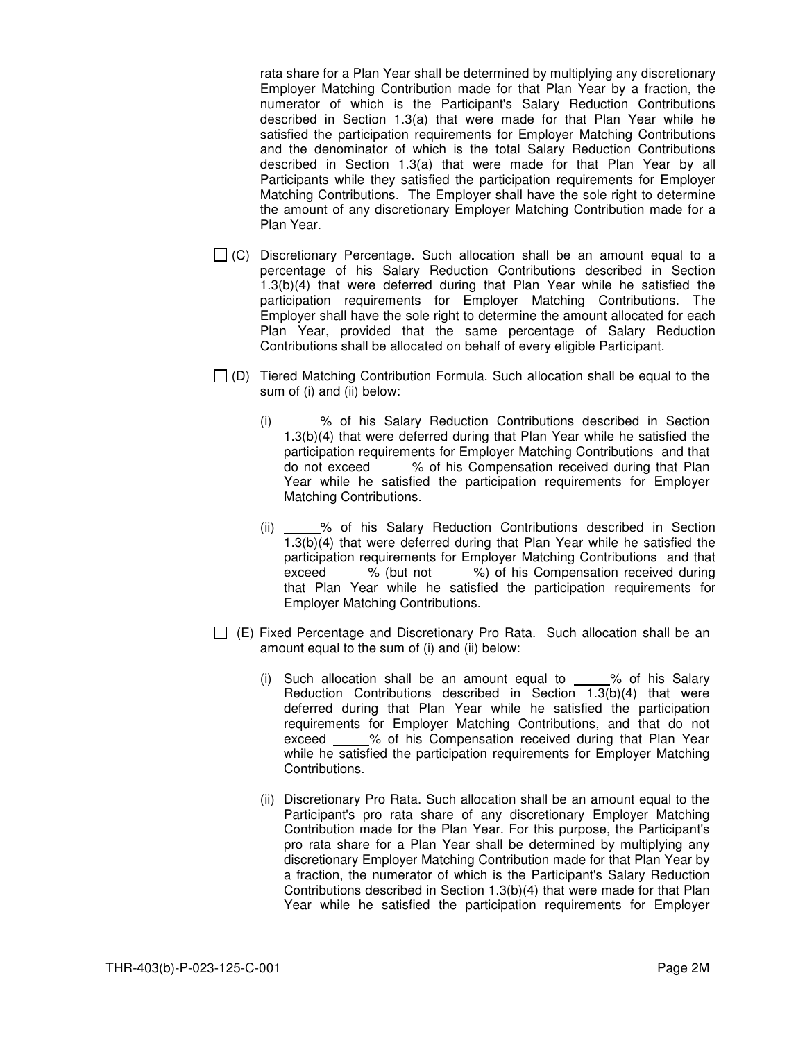rata share for a Plan Year shall be determined by multiplying any discretionary Employer Matching Contribution made for that Plan Year by a fraction, the numerator of which is the Participant's Salary Reduction Contributions described in Section 1.3(a) that were made for that Plan Year while he satisfied the participation requirements for Employer Matching Contributions and the denominator of which is the total Salary Reduction Contributions described in Section 1.3(a) that were made for that Plan Year by all Participants while they satisfied the participation requirements for Employer Matching Contributions. The Employer shall have the sole right to determine the amount of any discretionary Employer Matching Contribution made for a Plan Year.

☐ (C) Discretionary Percentage. Such allocation shall be an amount equal to a percentage of his Salary Reduction Contributions described in Section 1.3(b)(4) that were deferred during that Plan Year while he satisfied the participation requirements for Employer Matching Contributions. The Employer shall have the sole right to determine the amount allocated for each Plan Year, provided that the same percentage of Salary Reduction Contributions shall be allocated on behalf of every eligible Participant.

☐ (D) Tiered Matching Contribution Formula. Such allocation shall be equal to the sum of (i) and (ii) below:

(i) _____% of his Salary Reduction Contributions described in Section 1.3(b)(4) that were deferred during that Plan Year while he satisfied the participation requirements for Employer Matching Contributions and that do not exceed _____% of his Compensation received during that Plan Year while he satisfied the participation requirements for Employer Matching Contributions.

(ii) _____% of his Salary Reduction Contributions described in Section 1.3(b)(4) that were deferred during that Plan Year while he satisfied the participation requirements for Employer Matching Contributions and that exceed _____% (but not _____%) of his Compensation received during that Plan Year while he satisfied the participation requirements for Employer Matching Contributions.

☐ (E) Fixed Percentage and Discretionary Pro Rata. Such allocation shall be an amount equal to the sum of (i) and (ii) below:

(i) Such allocation shall be an amount equal to _____% of his Salary Reduction Contributions described in Section 1.3(b)(4) that were deferred during that Plan Year while he satisfied the participation requirements for Employer Matching Contributions, and that do not exceed _____% of his Compensation received during that Plan Year while he satisfied the participation requirements for Employer Matching Contributions.

(ii) Discretionary Pro Rata. Such allocation shall be an amount equal to the Participant's pro rata share of any discretionary Employer Matching Contribution made for the Plan Year. For this purpose, the Participant's pro rata share for a Plan Year shall be determined by multiplying any discretionary Employer Matching Contribution made for that Plan Year by a fraction, the numerator of which is the Participant's Salary Reduction Contributions described in Section 1.3(b)(4) that were made for that Plan Year while he satisfied the participation requirements for Employer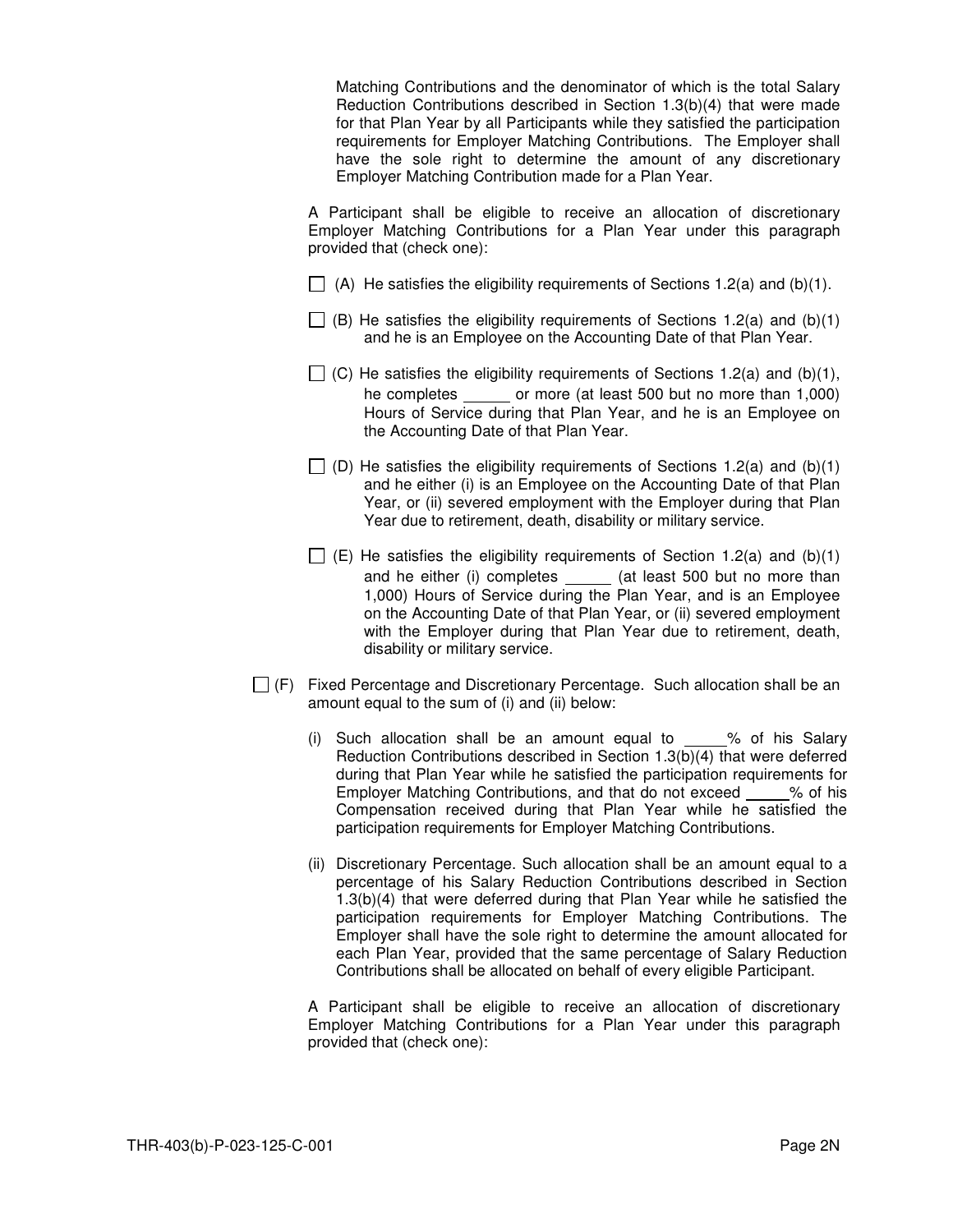Matching Contributions and the denominator of which is the total Salary Reduction Contributions described in Section 1.3(b)(4) that were made for that Plan Year by all Participants while they satisfied the participation requirements for Employer Matching Contributions. The Employer shall have the sole right to determine the amount of any discretionary Employer Matching Contribution made for a Plan Year.

A Participant shall be eligible to receive an allocation of discretionary Employer Matching Contributions for a Plan Year under this paragraph provided that (check one):

☐ (A) He satisfies the eligibility requirements of Sections 1.2(a) and (b)(1).

☐ (B) He satisfies the eligibility requirements of Sections 1.2(a) and (b)(1) and he is an Employee on the Accounting Date of that Plan Year.

☐ (C) He satisfies the eligibility requirements of Sections 1.2(a) and (b)(1), he completes ______ or more (at least 500 but no more than 1,000) Hours of Service during that Plan Year, and he is an Employee on the Accounting Date of that Plan Year.

☐ (D) He satisfies the eligibility requirements of Sections 1.2(a) and (b)(1) and he either (i) is an Employee on the Accounting Date of that Plan Year, or (ii) severed employment with the Employer during that Plan Year due to retirement, death, disability or military service.

☐ (E) He satisfies the eligibility requirements of Section 1.2(a) and (b)(1) and he either (i) completes ______ (at least 500 but no more than 1,000) Hours of Service during the Plan Year, and is an Employee on the Accounting Date of that Plan Year, or (ii) severed employment with the Employer during that Plan Year due to retirement, death, disability or military service.

☐ (F) Fixed Percentage and Discretionary Percentage. Such allocation shall be an amount equal to the sum of (i) and (ii) below:

(i) Such allocation shall be an amount equal to _____% of his Salary Reduction Contributions described in Section 1.3(b)(4) that were deferred during that Plan Year while he satisfied the participation requirements for Employer Matching Contributions, and that do not exceed _____% of his Compensation received during that Plan Year while he satisfied the participation requirements for Employer Matching Contributions.

(ii) Discretionary Percentage. Such allocation shall be an amount equal to a percentage of his Salary Reduction Contributions described in Section 1.3(b)(4) that were deferred during that Plan Year while he satisfied the participation requirements for Employer Matching Contributions. The Employer shall have the sole right to determine the amount allocated for each Plan Year, provided that the same percentage of Salary Reduction Contributions shall be allocated on behalf of every eligible Participant.

A Participant shall be eligible to receive an allocation of discretionary Employer Matching Contributions for a Plan Year under this paragraph provided that (check one):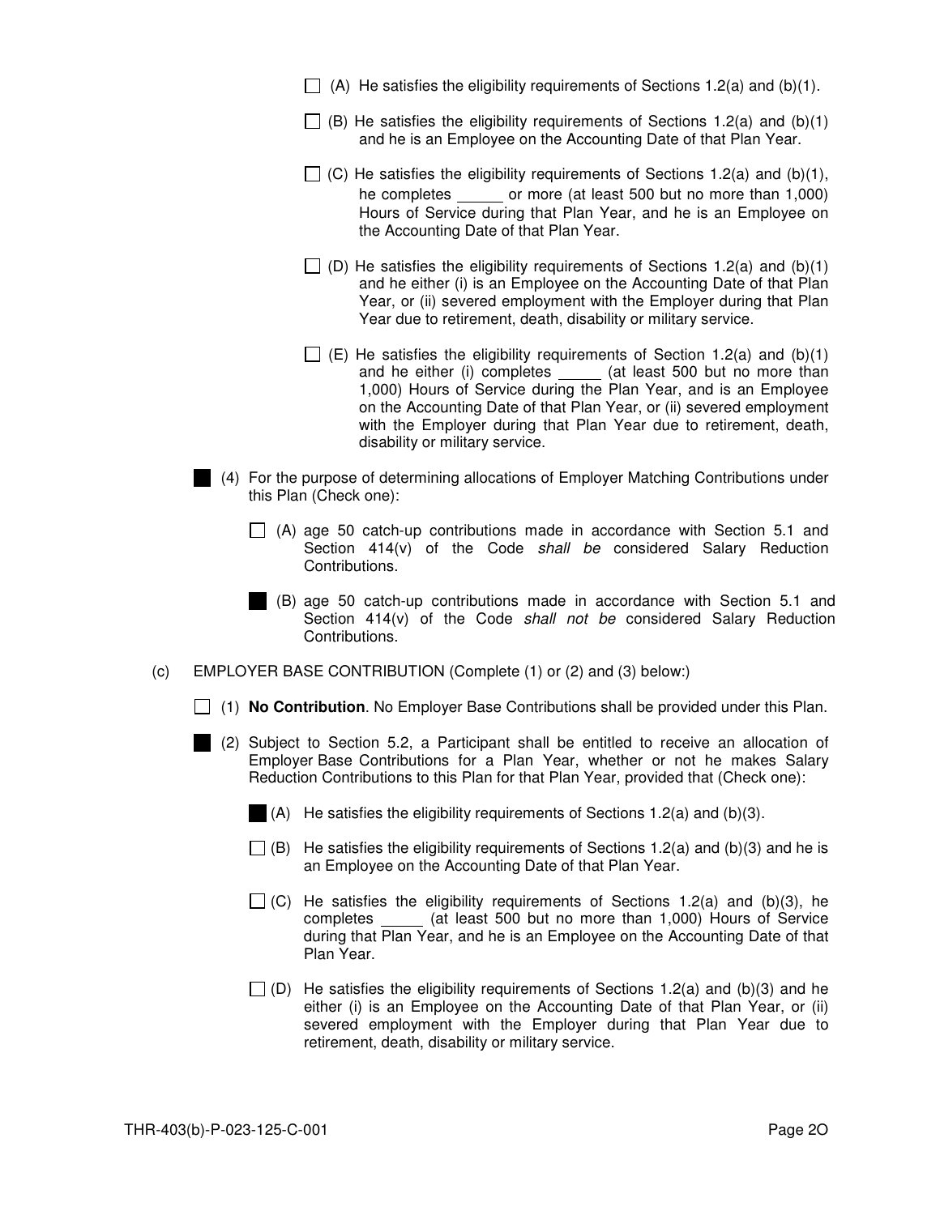- ☐ (A) He satisfies the eligibility requirements of Sections 1.2(a) and (b)(1).

- ☐ (B) He satisfies the eligibility requirements of Sections 1.2(a) and (b)(1) and he is an Employee on the Accounting Date of that Plan Year.

- ☐ (C) He satisfies the eligibility requirements of Sections 1.2(a) and (b)(1), he completes _____ or more (at least 500 but no more than 1,000) Hours of Service during that Plan Year, and he is an Employee on the Accounting Date of that Plan Year.

- ☐ (D) He satisfies the eligibility requirements of Sections 1.2(a) and (b)(1) and he either (i) is an Employee on the Accounting Date of that Plan Year, or (ii) severed employment with the Employer during that Plan Year due to retirement, death, disability or military service.

- ☐ (E) He satisfies the eligibility requirements of Section 1.2(a) and (b)(1) and he either (i) completes _____ (at least 500 but no more than 1,000) Hours of Service during the Plan Year, and is an Employee on the Accounting Date of that Plan Year, or (ii) severed employment with the Employer during that Plan Year due to retirement, death, disability or military service.

■ (4) For the purpose of determining allocations of Employer Matching Contributions under this Plan (Check one):

- ☐ (A) age 50 catch-up contributions made in accordance with Section 5.1 and Section 414(v) of the Code *shall be* considered Salary Reduction Contributions.

- ■ (B) age 50 catch-up contributions made in accordance with Section 5.1 and Section 414(v) of the Code *shall not be* considered Salary Reduction Contributions.

(c) EMPLOYER BASE CONTRIBUTION (Complete (1) or (2) and (3) below:)

☐ (1) **No Contribution**. No Employer Base Contributions shall be provided under this Plan.

■ (2) Subject to Section 5.2, a Participant shall be entitled to receive an allocation of Employer Base Contributions for a Plan Year, whether or not he makes Salary Reduction Contributions to this Plan for that Plan Year, provided that (Check one):

- ■ (A) He satisfies the eligibility requirements of Sections 1.2(a) and (b)(3).

- ☐ (B) He satisfies the eligibility requirements of Sections 1.2(a) and (b)(3) and he is an Employee on the Accounting Date of that Plan Year.

- ☐ (C) He satisfies the eligibility requirements of Sections 1.2(a) and (b)(3), he completes _____ (at least 500 but no more than 1,000) Hours of Service during that Plan Year, and he is an Employee on the Accounting Date of that Plan Year.

- ☐ (D) He satisfies the eligibility requirements of Sections 1.2(a) and (b)(3) and he either (i) is an Employee on the Accounting Date of that Plan Year, or (ii) severed employment with the Employer during that Plan Year due to retirement, death, disability or military service.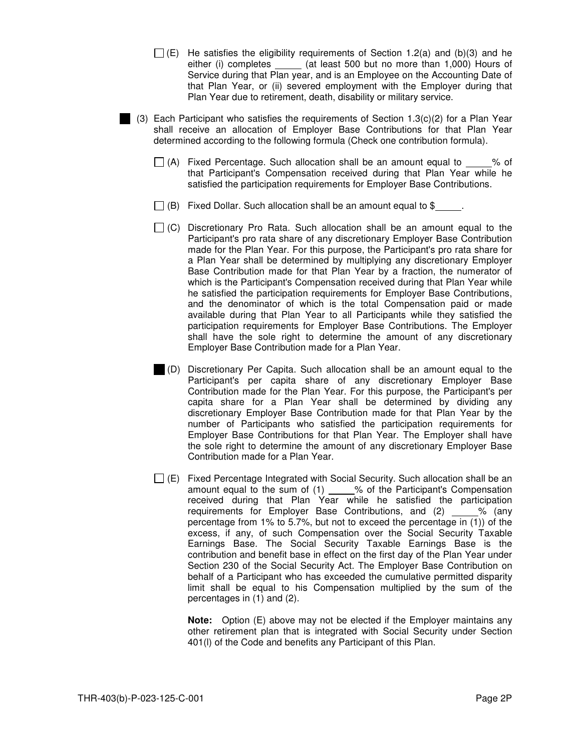☐ (E) He satisfies the eligibility requirements of Section 1.2(a) and (b)(3) and he either (i) completes _____ (at least 500 but no more than 1,000) Hours of Service during that Plan year, and is an Employee on the Accounting Date of that Plan Year, or (ii) severed employment with the Employer during that Plan Year due to retirement, death, disability or military service.

■ (3) Each Participant who satisfies the requirements of Section 1.3(c)(2) for a Plan Year shall receive an allocation of Employer Base Contributions for that Plan Year determined according to the following formula (Check one contribution formula).

☐ (A) Fixed Percentage. Such allocation shall be an amount equal to _____% of that Participant's Compensation received during that Plan Year while he satisfied the participation requirements for Employer Base Contributions.

☐ (B) Fixed Dollar. Such allocation shall be an amount equal to $_____.

☐ (C) Discretionary Pro Rata. Such allocation shall be an amount equal to the Participant's pro rata share of any discretionary Employer Base Contribution made for the Plan Year. For this purpose, the Participant's pro rata share for a Plan Year shall be determined by multiplying any discretionary Employer Base Contribution made for that Plan Year by a fraction, the numerator of which is the Participant's Compensation received during that Plan Year while he satisfied the participation requirements for Employer Base Contributions, and the denominator of which is the total Compensation paid or made available during that Plan Year to all Participants while they satisfied the participation requirements for Employer Base Contributions. The Employer shall have the sole right to determine the amount of any discretionary Employer Base Contribution made for a Plan Year.

■ (D) Discretionary Per Capita. Such allocation shall be an amount equal to the Participant's per capita share of any discretionary Employer Base Contribution made for the Plan Year. For this purpose, the Participant's per capita share for a Plan Year shall be determined by dividing any discretionary Employer Base Contribution made for that Plan Year by the number of Participants who satisfied the participation requirements for Employer Base Contributions for that Plan Year. The Employer shall have the sole right to determine the amount of any discretionary Employer Base Contribution made for a Plan Year.

☐ (E) Fixed Percentage Integrated with Social Security. Such allocation shall be an amount equal to the sum of (1) _____% of the Participant's Compensation received during that Plan Year while he satisfied the participation requirements for Employer Base Contributions, and (2) _____% (any percentage from 1% to 5.7%, but not to exceed the percentage in (1)) of the excess, if any, of such Compensation over the Social Security Taxable Earnings Base. The Social Security Taxable Earnings Base is the contribution and benefit base in effect on the first day of the Plan Year under Section 230 of the Social Security Act. The Employer Base Contribution on behalf of a Participant who has exceeded the cumulative permitted disparity limit shall be equal to his Compensation multiplied by the sum of the percentages in (1) and (2).

**Note:** Option (E) above may not be elected if the Employer maintains any other retirement plan that is integrated with Social Security under Section 401(l) of the Code and benefits any Participant of this Plan.

THR-403(b)-P-023-125-C-001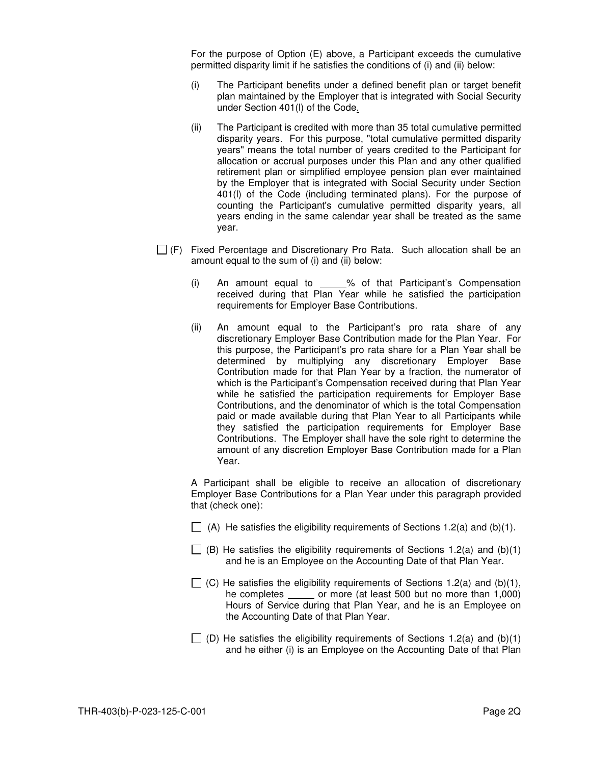For the purpose of Option (E) above, a Participant exceeds the cumulative permitted disparity limit if he satisfies the conditions of (i) and (ii) below:

(i) The Participant benefits under a defined benefit plan or target benefit plan maintained by the Employer that is integrated with Social Security under Section 401(l) of the Code.

(ii) The Participant is credited with more than 35 total cumulative permitted disparity years. For this purpose, "total cumulative permitted disparity years" means the total number of years credited to the Participant for allocation or accrual purposes under this Plan and any other qualified retirement plan or simplified employee pension plan ever maintained by the Employer that is integrated with Social Security under Section 401(l) of the Code (including terminated plans). For the purpose of counting the Participant's cumulative permitted disparity years, all years ending in the same calendar year shall be treated as the same year.

☐ (F) Fixed Percentage and Discretionary Pro Rata. Such allocation shall be an amount equal to the sum of (i) and (ii) below:

(i) An amount equal to _____% of that Participant's Compensation received during that Plan Year while he satisfied the participation requirements for Employer Base Contributions.

(ii) An amount equal to the Participant's pro rata share of any discretionary Employer Base Contribution made for the Plan Year. For this purpose, the Participant's pro rata share for a Plan Year shall be determined by multiplying any discretionary Employer Base Contribution made for that Plan Year by a fraction, the numerator of which is the Participant's Compensation received during that Plan Year while he satisfied the participation requirements for Employer Base Contributions, and the denominator of which is the total Compensation paid or made available during that Plan Year to all Participants while they satisfied the participation requirements for Employer Base Contributions. The Employer shall have the sole right to determine the amount of any discretion Employer Base Contribution made for a Plan Year.

A Participant shall be eligible to receive an allocation of discretionary Employer Base Contributions for a Plan Year under this paragraph provided that (check one):

☐ (A) He satisfies the eligibility requirements of Sections 1.2(a) and (b)(1).

☐ (B) He satisfies the eligibility requirements of Sections 1.2(a) and (b)(1) and he is an Employee on the Accounting Date of that Plan Year.

☐ (C) He satisfies the eligibility requirements of Sections 1.2(a) and (b)(1), he completes _____ or more (at least 500 but no more than 1,000) Hours of Service during that Plan Year, and he is an Employee on the Accounting Date of that Plan Year.

☐ (D) He satisfies the eligibility requirements of Sections 1.2(a) and (b)(1) and he either (i) is an Employee on the Accounting Date of that Plan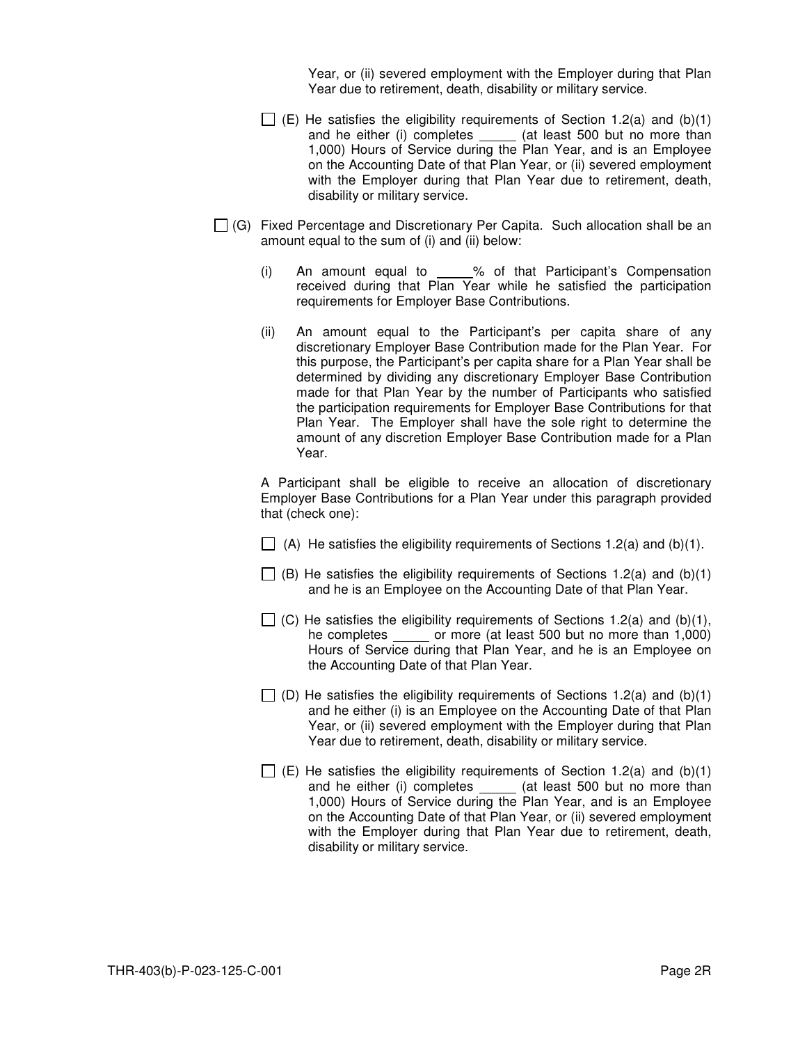Year, or (ii) severed employment with the Employer during that Plan Year due to retirement, death, disability or military service.

☐ (E) He satisfies the eligibility requirements of Section 1.2(a) and (b)(1) and he either (i) completes _____ (at least 500 but no more than 1,000) Hours of Service during the Plan Year, and is an Employee on the Accounting Date of that Plan Year, or (ii) severed employment with the Employer during that Plan Year due to retirement, death, disability or military service.

☐ (G) Fixed Percentage and Discretionary Per Capita. Such allocation shall be an amount equal to the sum of (i) and (ii) below:

(i) An amount equal to _____% of that Participant's Compensation received during that Plan Year while he satisfied the participation requirements for Employer Base Contributions.

(ii) An amount equal to the Participant's per capita share of any discretionary Employer Base Contribution made for the Plan Year. For this purpose, the Participant's per capita share for a Plan Year shall be determined by dividing any discretionary Employer Base Contribution made for that Plan Year by the number of Participants who satisfied the participation requirements for Employer Base Contributions for that Plan Year. The Employer shall have the sole right to determine the amount of any discretion Employer Base Contribution made for a Plan Year.

A Participant shall be eligible to receive an allocation of discretionary Employer Base Contributions for a Plan Year under this paragraph provided that (check one):

☐ (A) He satisfies the eligibility requirements of Sections 1.2(a) and (b)(1).

☐ (B) He satisfies the eligibility requirements of Sections 1.2(a) and (b)(1) and he is an Employee on the Accounting Date of that Plan Year.

☐ (C) He satisfies the eligibility requirements of Sections 1.2(a) and (b)(1), he completes _____ or more (at least 500 but no more than 1,000) Hours of Service during that Plan Year, and he is an Employee on the Accounting Date of that Plan Year.

☐ (D) He satisfies the eligibility requirements of Sections 1.2(a) and (b)(1) and he either (i) is an Employee on the Accounting Date of that Plan Year, or (ii) severed employment with the Employer during that Plan Year due to retirement, death, disability or military service.

☐ (E) He satisfies the eligibility requirements of Section 1.2(a) and (b)(1) and he either (i) completes _____ (at least 500 but no more than 1,000) Hours of Service during the Plan Year, and is an Employee on the Accounting Date of that Plan Year, or (ii) severed employment with the Employer during that Plan Year due to retirement, death, disability or military service.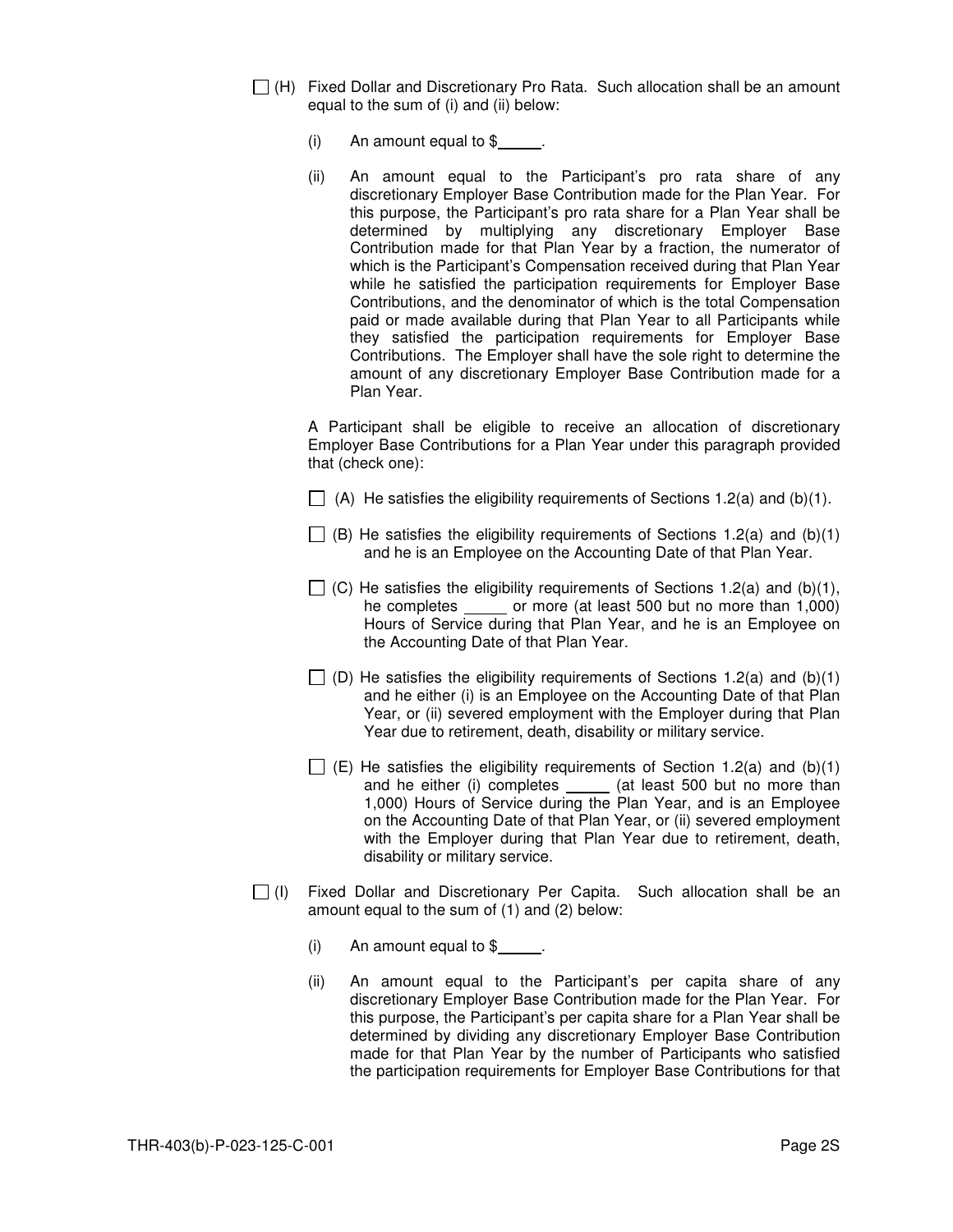☐ (H) Fixed Dollar and Discretionary Pro Rata. Such allocation shall be an amount equal to the sum of (i) and (ii) below:

(i) An amount equal to $_____.

(ii) An amount equal to the Participant's pro rata share of any discretionary Employer Base Contribution made for the Plan Year. For this purpose, the Participant's pro rata share for a Plan Year shall be determined by multiplying any discretionary Employer Base Contribution made for that Plan Year by a fraction, the numerator of which is the Participant's Compensation received during that Plan Year while he satisfied the participation requirements for Employer Base Contributions, and the denominator of which is the total Compensation paid or made available during that Plan Year to all Participants while they satisfied the participation requirements for Employer Base Contributions. The Employer shall have the sole right to determine the amount of any discretionary Employer Base Contribution made for a Plan Year.

A Participant shall be eligible to receive an allocation of discretionary Employer Base Contributions for a Plan Year under this paragraph provided that (check one):

☐ (A) He satisfies the eligibility requirements of Sections 1.2(a) and (b)(1).

☐ (B) He satisfies the eligibility requirements of Sections 1.2(a) and (b)(1) and he is an Employee on the Accounting Date of that Plan Year.

☐ (C) He satisfies the eligibility requirements of Sections 1.2(a) and (b)(1), he completes _____ or more (at least 500 but no more than 1,000) Hours of Service during that Plan Year, and he is an Employee on the Accounting Date of that Plan Year.

☐ (D) He satisfies the eligibility requirements of Sections 1.2(a) and (b)(1) and he either (i) is an Employee on the Accounting Date of that Plan Year, or (ii) severed employment with the Employer during that Plan Year due to retirement, death, disability or military service.

☐ (E) He satisfies the eligibility requirements of Section 1.2(a) and (b)(1) and he either (i) completes _____ (at least 500 but no more than 1,000) Hours of Service during the Plan Year, and is an Employee on the Accounting Date of that Plan Year, or (ii) severed employment with the Employer during that Plan Year due to retirement, death, disability or military service.

☐ (I) Fixed Dollar and Discretionary Per Capita. Such allocation shall be an amount equal to the sum of (1) and (2) below:

(i) An amount equal to $_____.

(ii) An amount equal to the Participant's per capita share of any discretionary Employer Base Contribution made for the Plan Year. For this purpose, the Participant's per capita share for a Plan Year shall be determined by dividing any discretionary Employer Base Contribution made for that Plan Year by the number of Participants who satisfied the participation requirements for Employer Base Contributions for that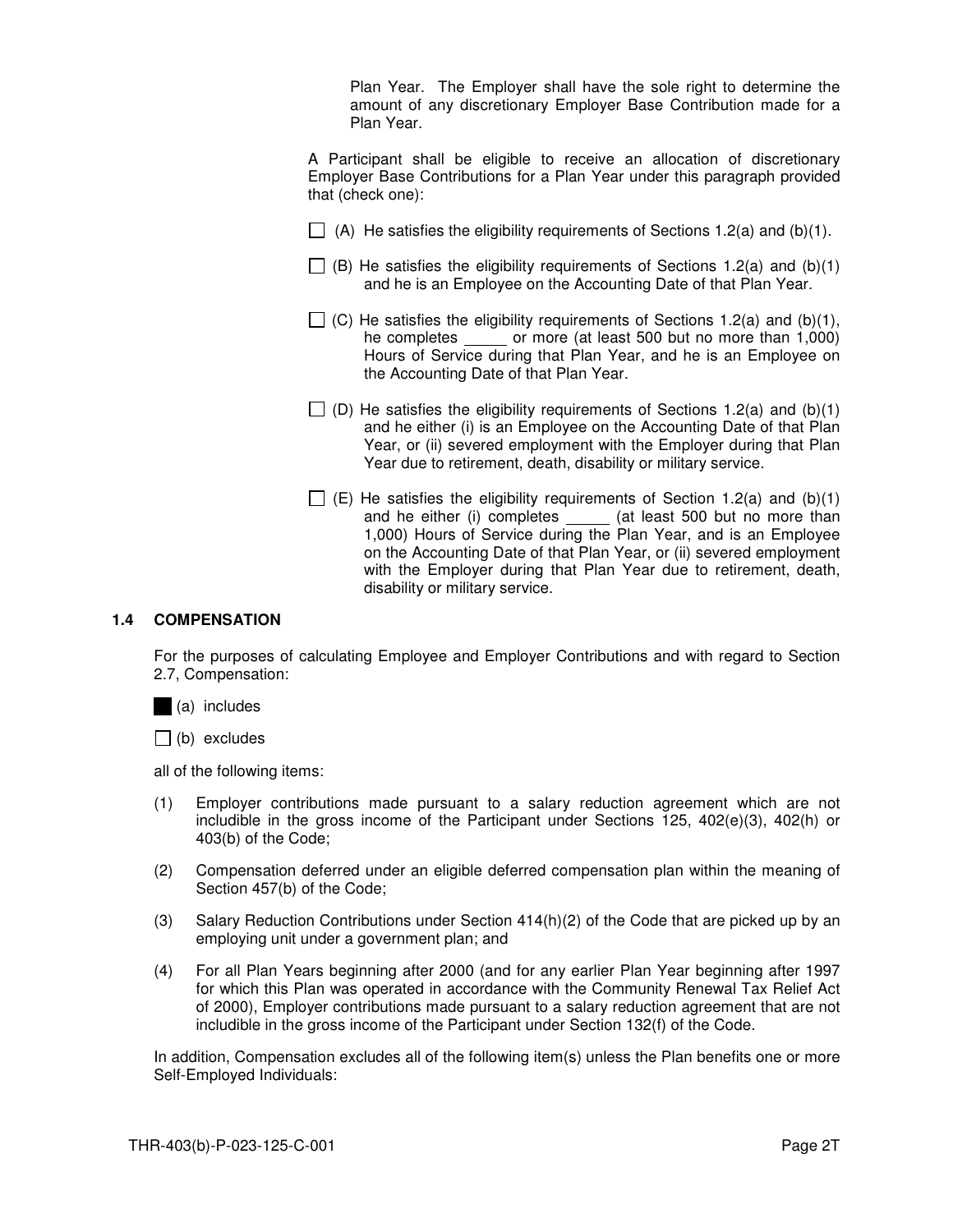Plan Year. The Employer shall have the sole right to determine the amount of any discretionary Employer Base Contribution made for a Plan Year.

A Participant shall be eligible to receive an allocation of discretionary Employer Base Contributions for a Plan Year under this paragraph provided that (check one):

☐ (A) He satisfies the eligibility requirements of Sections 1.2(a) and (b)(1).

☐ (B) He satisfies the eligibility requirements of Sections 1.2(a) and (b)(1) and he is an Employee on the Accounting Date of that Plan Year.

☐ (C) He satisfies the eligibility requirements of Sections 1.2(a) and (b)(1), he completes _____ or more (at least 500 but no more than 1,000) Hours of Service during that Plan Year, and he is an Employee on the Accounting Date of that Plan Year.

☐ (D) He satisfies the eligibility requirements of Sections 1.2(a) and (b)(1) and he either (i) is an Employee on the Accounting Date of that Plan Year, or (ii) severed employment with the Employer during that Plan Year due to retirement, death, disability or military service.

☐ (E) He satisfies the eligibility requirements of Section 1.2(a) and (b)(1) and he either (i) completes _____ (at least 500 but no more than 1,000) Hours of Service during the Plan Year, and is an Employee on the Accounting Date of that Plan Year, or (ii) severed employment with the Employer during that Plan Year due to retirement, death, disability or military service.

### 1.4 COMPENSATION

For the purposes of calculating Employee and Employer Contributions and with regard to Section 2.7, Compensation:

■ (a) includes

☐ (b) excludes

all of the following items:

(1) Employer contributions made pursuant to a salary reduction agreement which are not includible in the gross income of the Participant under Sections 125, 402(e)(3), 402(h) or 403(b) of the Code;

(2) Compensation deferred under an eligible deferred compensation plan within the meaning of Section 457(b) of the Code;

(3) Salary Reduction Contributions under Section 414(h)(2) of the Code that are picked up by an employing unit under a government plan; and

(4) For all Plan Years beginning after 2000 (and for any earlier Plan Year beginning after 1997 for which this Plan was operated in accordance with the Community Renewal Tax Relief Act of 2000), Employer contributions made pursuant to a salary reduction agreement that are not includible in the gross income of the Participant under Section 132(f) of the Code.

In addition, Compensation excludes all of the following item(s) unless the Plan benefits one or more Self-Employed Individuals: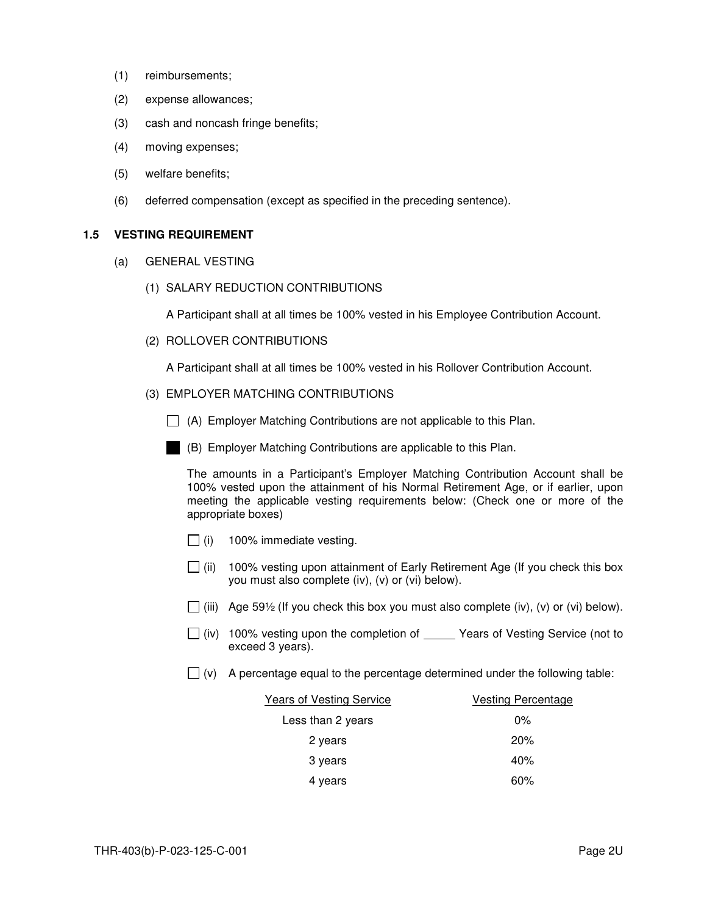(1) reimbursements;

(2) expense allowances;

(3) cash and noncash fringe benefits;

(4) moving expenses;

(5) welfare benefits;

(6) deferred compensation (except as specified in the preceding sentence).

### 1.5 VESTING REQUIREMENT

(a) GENERAL VESTING

(1) SALARY REDUCTION CONTRIBUTIONS

A Participant shall at all times be 100% vested in his Employee Contribution Account.

(2) ROLLOVER CONTRIBUTIONS

A Participant shall at all times be 100% vested in his Rollover Contribution Account.

(3) EMPLOYER MATCHING CONTRIBUTIONS

☐ (A) Employer Matching Contributions are not applicable to this Plan.

■ (B) Employer Matching Contributions are applicable to this Plan.

The amounts in a Participant's Employer Matching Contribution Account shall be 100% vested upon the attainment of his Normal Retirement Age, or if earlier, upon meeting the applicable vesting requirements below: (Check one or more of the appropriate boxes)

☐ (i) 100% immediate vesting.

☐ (ii) 100% vesting upon attainment of Early Retirement Age (If you check this box you must also complete (iv), (v) or (vi) below).

☐ (iii) Age 59½ (If you check this box you must also complete (iv), (v) or (vi) below).

☐ (iv) 100% vesting upon the completion of _____ Years of Vesting Service (not to exceed 3 years).

☐ (v) A percentage equal to the percentage determined under the following table:

| Years of Vesting Service | Vesting Percentage |
|---|---|
| Less than 2 years | 0% |
| 2 years | 20% |
| 3 years | 40% |
| 4 years | 60% |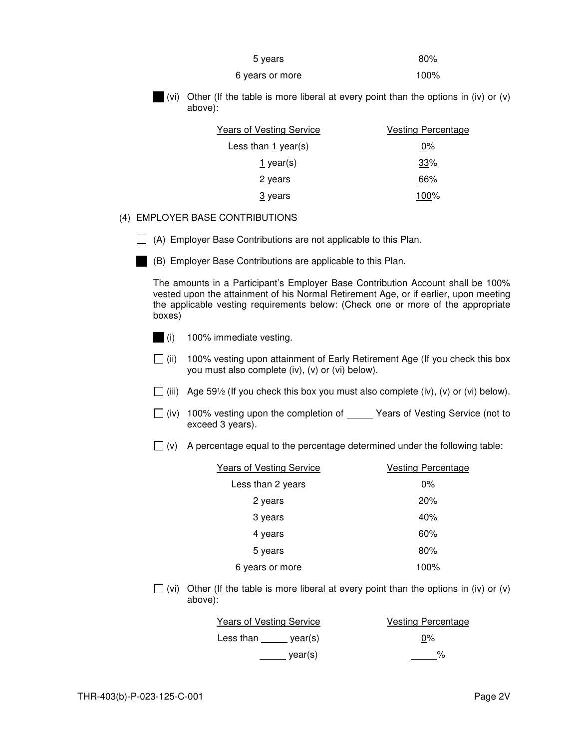| | |
|---|---|
| 5 years | 80% |
| 6 years or more | 100% |

■ (vi) Other (If the table is more liberal at every point than the options in (iv) or (v) above):

| Years of Vesting Service | Vesting Percentage |
|---|---|
| Less than 1 year(s) | 0% |
| 1 year(s) | 33% |
| 2 years | 66% |
| 3 years | 100% |

(4) EMPLOYER BASE CONTRIBUTIONS

☐ (A) Employer Base Contributions are not applicable to this Plan.

■ (B) Employer Base Contributions are applicable to this Plan.

The amounts in a Participant's Employer Base Contribution Account shall be 100% vested upon the attainment of his Normal Retirement Age, or if earlier, upon meeting the applicable vesting requirements below: (Check one or more of the appropriate boxes)

■ (i) 100% immediate vesting.

☐ (ii) 100% vesting upon attainment of Early Retirement Age (If you check this box you must also complete (iv), (v) or (vi) below).

☐ (iii) Age 59½ (If you check this box you must also complete (iv), (v) or (vi) below).

☐ (iv) 100% vesting upon the completion of _____ Years of Vesting Service (not to exceed 3 years).

☐ (v) A percentage equal to the percentage determined under the following table:

| Years of Vesting Service | Vesting Percentage |
|---|---|
| Less than 2 years | 0% |
| 2 years | 20% |
| 3 years | 40% |
| 4 years | 60% |
| 5 years | 80% |
| 6 years or more | 100% |

☐ (vi) Other (If the table is more liberal at every point than the options in (iv) or (v) above):

| Years of Vesting Service | Vesting Percentage |
|---|---|
| Less than _____ year(s) | 0% |
| _____ year(s) | _____% |

THR-403(b)-P-023-125-C-001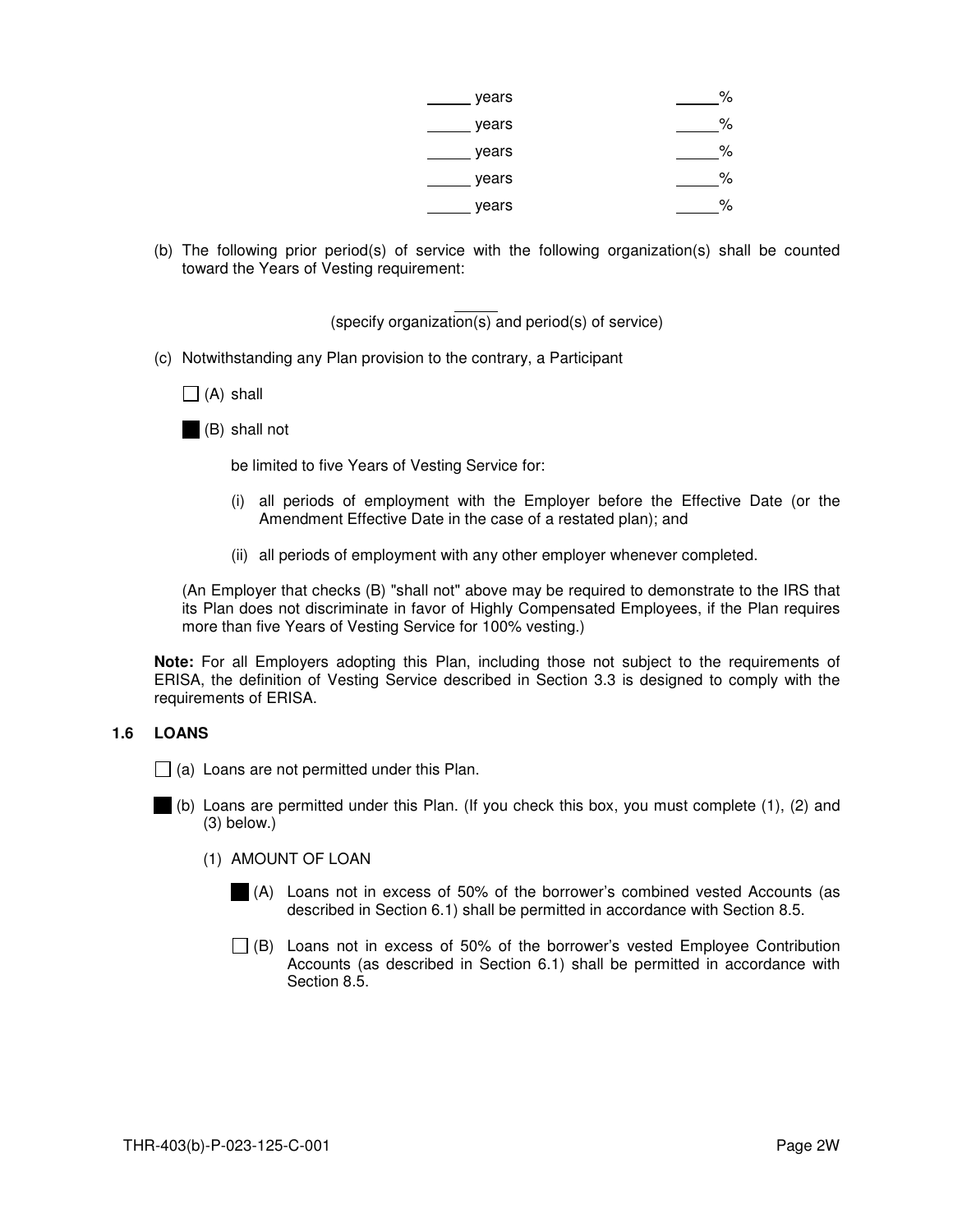| | |
|---|---|
| _____ years | _____% |
| _____ years | _____% |
| _____ years | _____% |
| _____ years | _____% |
| _____ years | _____% |

(b) The following prior period(s) of service with the following organization(s) shall be counted toward the Years of Vesting requirement:

_____
(specify organization(s) and period(s) of service)

(c) Notwithstanding any Plan provision to the contrary, a Participant

☐ (A) shall

■ (B) shall not

be limited to five Years of Vesting Service for:

(i) all periods of employment with the Employer before the Effective Date (or the Amendment Effective Date in the case of a restated plan); and

(ii) all periods of employment with any other employer whenever completed.

(An Employer that checks (B) "shall not" above may be required to demonstrate to the IRS that its Plan does not discriminate in favor of Highly Compensated Employees, if the Plan requires more than five Years of Vesting Service for 100% vesting.)

**Note:** For all Employers adopting this Plan, including those not subject to the requirements of ERISA, the definition of Vesting Service described in Section 3.3 is designed to comply with the requirements of ERISA.

### 1.6 LOANS

☐ (a) Loans are not permitted under this Plan.

■ (b) Loans are permitted under this Plan. (If you check this box, you must complete (1), (2) and (3) below.)

(1) AMOUNT OF LOAN

■ (A) Loans not in excess of 50% of the borrower's combined vested Accounts (as described in Section 6.1) shall be permitted in accordance with Section 8.5.

☐ (B) Loans not in excess of 50% of the borrower's vested Employee Contribution Accounts (as described in Section 6.1) shall be permitted in accordance with Section 8.5.

THR-403(b)-P-023-125-C-001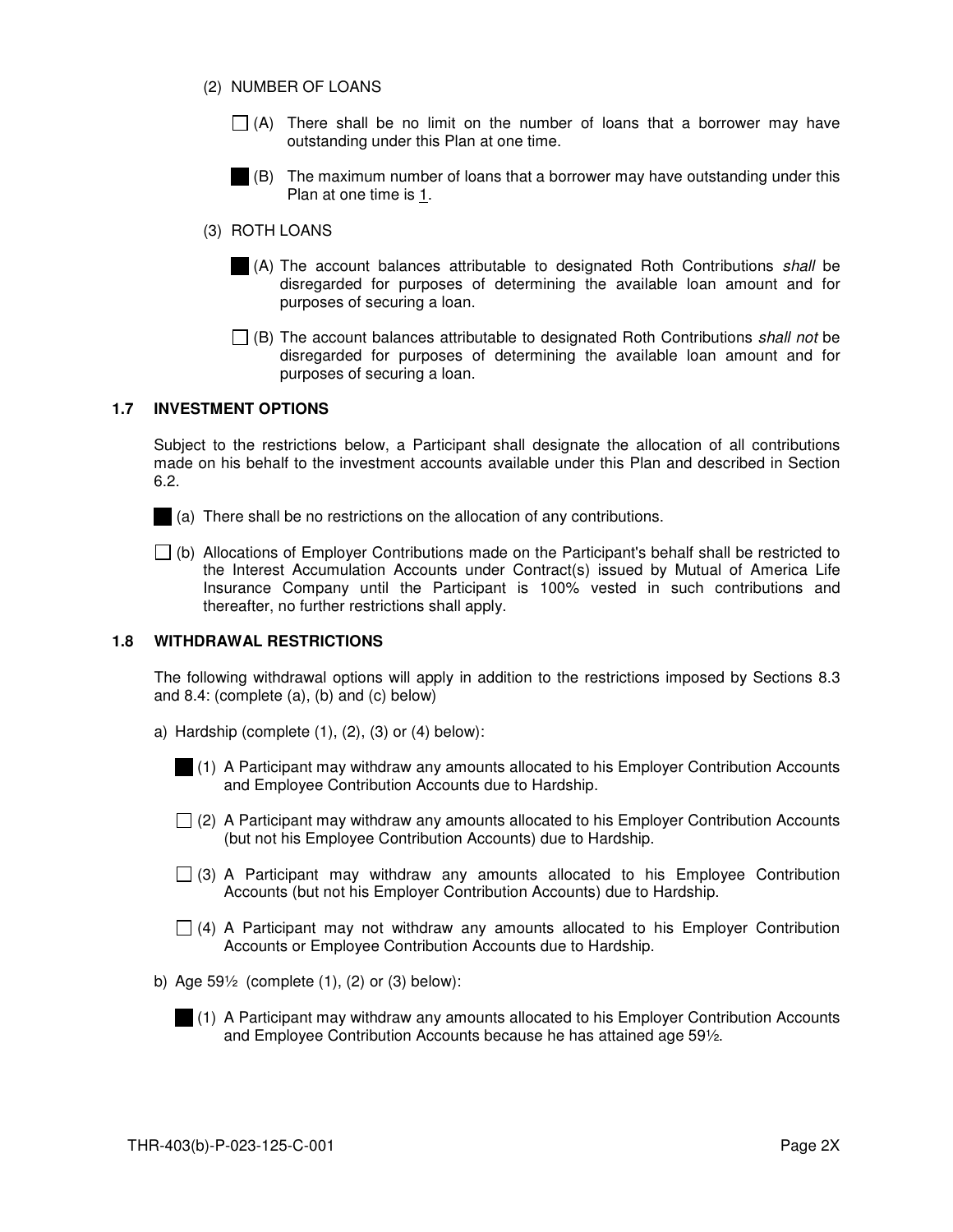(2) NUMBER OF LOANS

☐ (A) There shall be no limit on the number of loans that a borrower may have outstanding under this Plan at one time.

■ (B) The maximum number of loans that a borrower may have outstanding under this Plan at one time is 1.

(3) ROTH LOANS

■ (A) The account balances attributable to designated Roth Contributions *shall* be disregarded for purposes of determining the available loan amount and for purposes of securing a loan.

☐ (B) The account balances attributable to designated Roth Contributions *shall not* be disregarded for purposes of determining the available loan amount and for purposes of securing a loan.

### 1.7 INVESTMENT OPTIONS

Subject to the restrictions below, a Participant shall designate the allocation of all contributions made on his behalf to the investment accounts available under this Plan and described in Section 6.2.

■ (a) There shall be no restrictions on the allocation of any contributions.

☐ (b) Allocations of Employer Contributions made on the Participant's behalf shall be restricted to the Interest Accumulation Accounts under Contract(s) issued by Mutual of America Life Insurance Company until the Participant is 100% vested in such contributions and thereafter, no further restrictions shall apply.

### 1.8 WITHDRAWAL RESTRICTIONS

The following withdrawal options will apply in addition to the restrictions imposed by Sections 8.3 and 8.4: (complete (a), (b) and (c) below)

a) Hardship (complete (1), (2), (3) or (4) below):

■ (1) A Participant may withdraw any amounts allocated to his Employer Contribution Accounts and Employee Contribution Accounts due to Hardship.

☐ (2) A Participant may withdraw any amounts allocated to his Employer Contribution Accounts (but not his Employee Contribution Accounts) due to Hardship.

☐ (3) A Participant may withdraw any amounts allocated to his Employee Contribution Accounts (but not his Employer Contribution Accounts) due to Hardship.

☐ (4) A Participant may not withdraw any amounts allocated to his Employer Contribution Accounts or Employee Contribution Accounts due to Hardship.

b) Age 59½ (complete (1), (2) or (3) below):

■ (1) A Participant may withdraw any amounts allocated to his Employer Contribution Accounts and Employee Contribution Accounts because he has attained age 59½.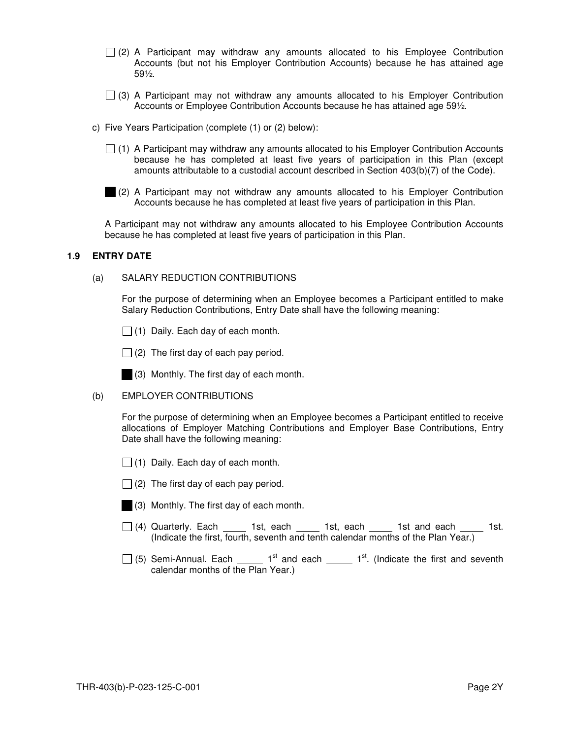☐ (2) A Participant may withdraw any amounts allocated to his Employee Contribution Accounts (but not his Employer Contribution Accounts) because he has attained age 59½.

☐ (3) A Participant may not withdraw any amounts allocated to his Employer Contribution Accounts or Employee Contribution Accounts because he has attained age 59½.

c) Five Years Participation (complete (1) or (2) below):

☐ (1) A Participant may withdraw any amounts allocated to his Employer Contribution Accounts because he has completed at least five years of participation in this Plan (except amounts attributable to a custodial account described in Section 403(b)(7) of the Code).

■ (2) A Participant may not withdraw any amounts allocated to his Employer Contribution Accounts because he has completed at least five years of participation in this Plan.

A Participant may not withdraw any amounts allocated to his Employee Contribution Accounts because he has completed at least five years of participation in this Plan.

**1.9 ENTRY DATE**

(a) SALARY REDUCTION CONTRIBUTIONS

For the purpose of determining when an Employee becomes a Participant entitled to make Salary Reduction Contributions, Entry Date shall have the following meaning:

☐ (1) Daily. Each day of each month.

☐ (2) The first day of each pay period.

■ (3) Monthly. The first day of each month.

(b) EMPLOYER CONTRIBUTIONS

For the purpose of determining when an Employee becomes a Participant entitled to receive allocations of Employer Matching Contributions and Employer Base Contributions, Entry Date shall have the following meaning:

☐ (1) Daily. Each day of each month.

☐ (2) The first day of each pay period.

■ (3) Monthly. The first day of each month.

☐ (4) Quarterly. Each _____ 1st, each _____ 1st, each _____ 1st and each _____ 1st. (Indicate the first, fourth, seventh and tenth calendar months of the Plan Year.)

☐ (5) Semi-Annual. Each _____ 1st and each _____ 1st. (Indicate the first and seventh calendar months of the Plan Year.)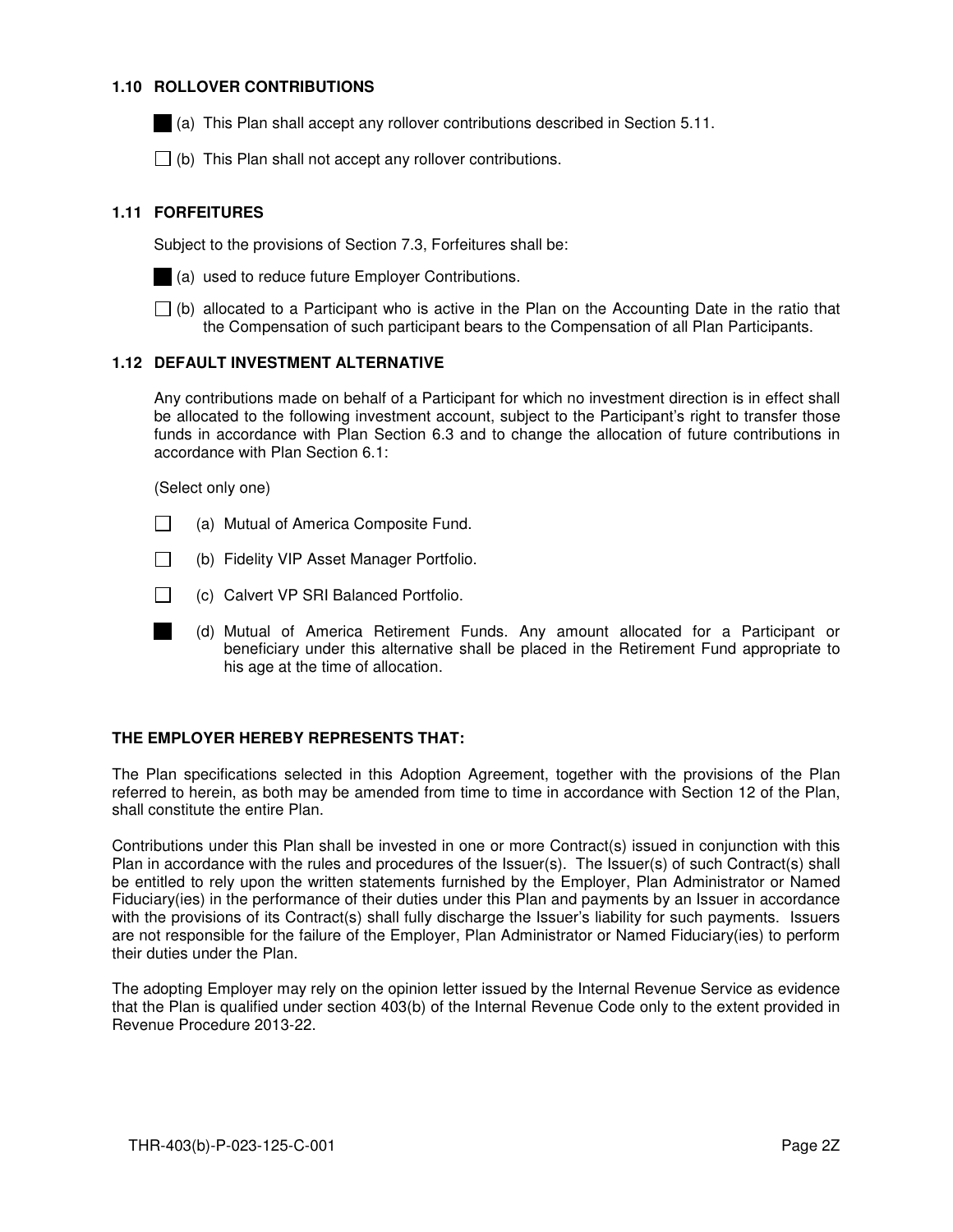### 1.10 ROLLOVER CONTRIBUTIONS

■ (a) This Plan shall accept any rollover contributions described in Section 5.11.

☐ (b) This Plan shall not accept any rollover contributions.

### 1.11 FORFEITURES

Subject to the provisions of Section 7.3, Forfeitures shall be:

■ (a) used to reduce future Employer Contributions.

☐ (b) allocated to a Participant who is active in the Plan on the Accounting Date in the ratio that the Compensation of such participant bears to the Compensation of all Plan Participants.

### 1.12 DEFAULT INVESTMENT ALTERNATIVE

Any contributions made on behalf of a Participant for which no investment direction is in effect shall be allocated to the following investment account, subject to the Participant's right to transfer those funds in accordance with Plan Section 6.3 and to change the allocation of future contributions in accordance with Plan Section 6.1:

(Select only one)

☐ (a) Mutual of America Composite Fund.

☐ (b) Fidelity VIP Asset Manager Portfolio.

☐ (c) Calvert VP SRI Balanced Portfolio.

■ (d) Mutual of America Retirement Funds. Any amount allocated for a Participant or beneficiary under this alternative shall be placed in the Retirement Fund appropriate to his age at the time of allocation.

**THE EMPLOYER HEREBY REPRESENTS THAT:**

The Plan specifications selected in this Adoption Agreement, together with the provisions of the Plan referred to herein, as both may be amended from time to time in accordance with Section 12 of the Plan, shall constitute the entire Plan.

Contributions under this Plan shall be invested in one or more Contract(s) issued in conjunction with this Plan in accordance with the rules and procedures of the Issuer(s). The Issuer(s) of such Contract(s) shall be entitled to rely upon the written statements furnished by the Employer, Plan Administrator or Named Fiduciary(ies) in the performance of their duties under this Plan and payments by an Issuer in accordance with the provisions of its Contract(s) shall fully discharge the Issuer's liability for such payments. Issuers are not responsible for the failure of the Employer, Plan Administrator or Named Fiduciary(ies) to perform their duties under the Plan.

The adopting Employer may rely on the opinion letter issued by the Internal Revenue Service as evidence that the Plan is qualified under section 403(b) of the Internal Revenue Code only to the extent provided in Revenue Procedure 2013-22.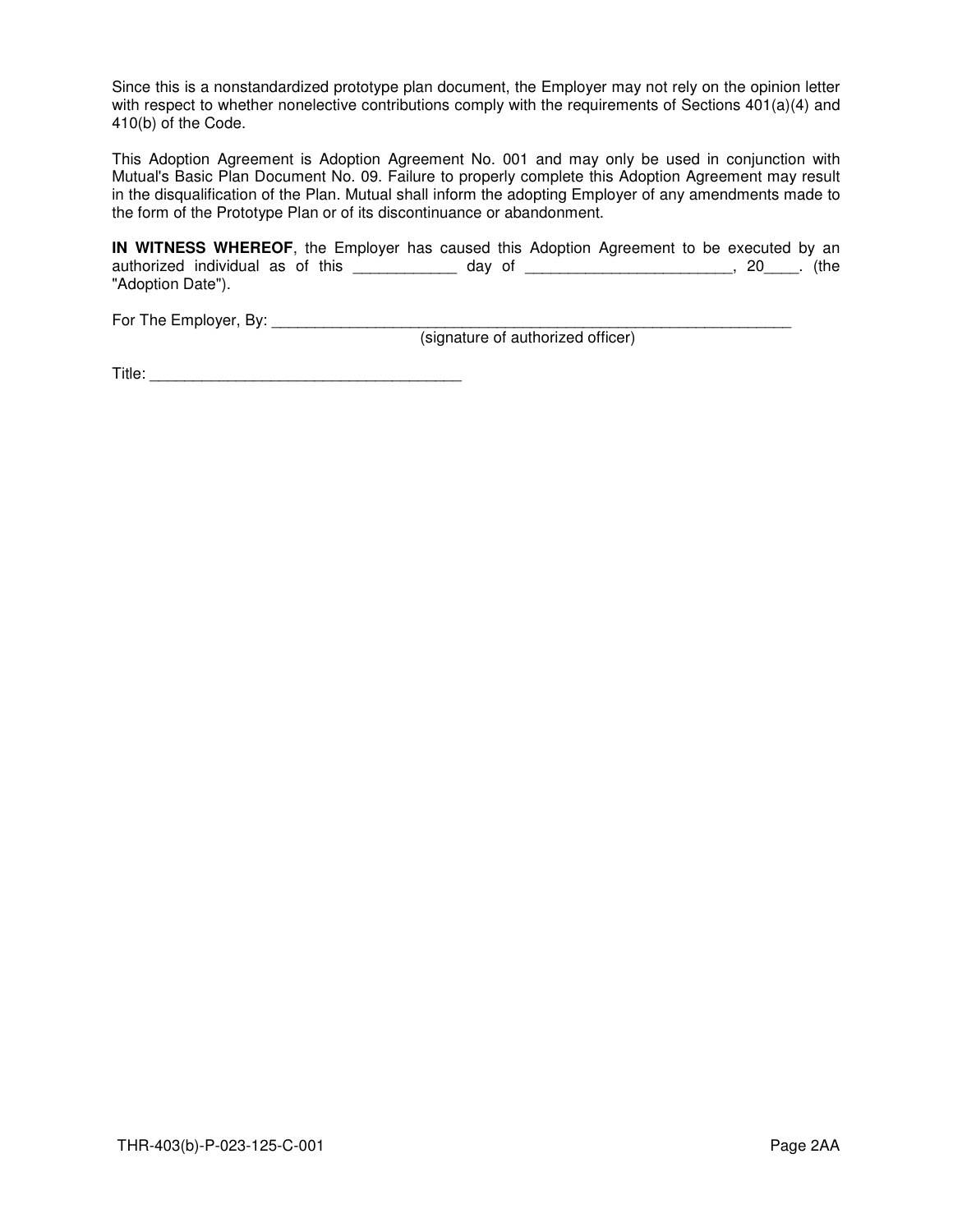Since this is a nonstandardized prototype plan document, the Employer may not rely on the opinion letter with respect to whether nonelective contributions comply with the requirements of Sections 401(a)(4) and 410(b) of the Code.

This Adoption Agreement is Adoption Agreement No. 001 and may only be used in conjunction with Mutual's Basic Plan Document No. 09. Failure to properly complete this Adoption Agreement may result in the disqualification of the Plan. Mutual shall inform the adopting Employer of any amendments made to the form of the Prototype Plan or of its discontinuance or abandonment.

**IN WITNESS WHEREOF**, the Employer has caused this Adoption Agreement to be executed by an authorized individual as of this ____________ day of ________________________, 20____. (the "Adoption Date").

For The Employer, By: _________________________________________________________________
(signature of authorized officer)

Title: ______________________________________

THR-403(b)-P-023-125-C-001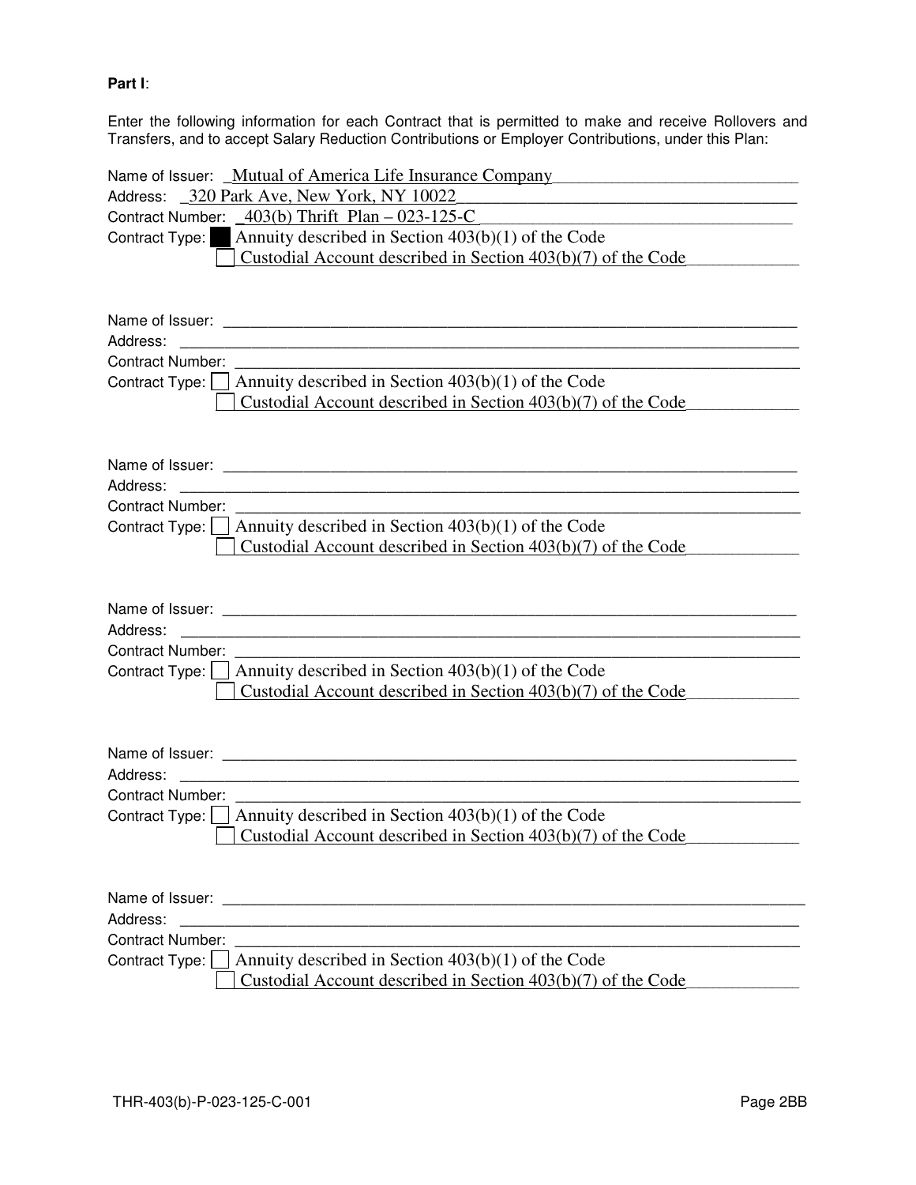**Part I**:

Enter the following information for each Contract that is permitted to make and receive Rollovers and Transfers, and to accept Salary Reduction Contributions or Employer Contributions, under this Plan:

Name of Issuer: Mutual of America Life Insurance Company
Address: 320 Park Ave, New York, NY 10022
Contract Number: 403(b) Thrift Plan – 023-125-C
Contract Type: ☒ Annuity described in Section 403(b)(1) of the Code
☐ Custodial Account described in Section 403(b)(7) of the Code

Name of Issuer: \_\_\_\_\_\_\_\_\_\_\_\_\_\_\_\_\_\_\_\_
Address: \_\_\_\_\_\_\_\_\_\_\_\_\_\_\_\_\_\_\_\_
Contract Number: \_\_\_\_\_\_\_\_\_\_\_\_\_\_\_\_\_\_\_\_
Contract Type: ☐ Annuity described in Section 403(b)(1) of the Code
☐ Custodial Account described in Section 403(b)(7) of the Code

Name of Issuer: \_\_\_\_\_\_\_\_\_\_\_\_\_\_\_\_\_\_\_\_
Address: \_\_\_\_\_\_\_\_\_\_\_\_\_\_\_\_\_\_\_\_
Contract Number: \_\_\_\_\_\_\_\_\_\_\_\_\_\_\_\_\_\_\_\_
Contract Type: ☐ Annuity described in Section 403(b)(1) of the Code
☐ Custodial Account described in Section 403(b)(7) of the Code

Name of Issuer: \_\_\_\_\_\_\_\_\_\_\_\_\_\_\_\_\_\_\_\_
Address: \_\_\_\_\_\_\_\_\_\_\_\_\_\_\_\_\_\_\_\_
Contract Number: \_\_\_\_\_\_\_\_\_\_\_\_\_\_\_\_\_\_\_\_
Contract Type: ☐ Annuity described in Section 403(b)(1) of the Code
☐ Custodial Account described in Section 403(b)(7) of the Code

Name of Issuer: \_\_\_\_\_\_\_\_\_\_\_\_\_\_\_\_\_\_\_\_
Address: \_\_\_\_\_\_\_\_\_\_\_\_\_\_\_\_\_\_\_\_
Contract Number: \_\_\_\_\_\_\_\_\_\_\_\_\_\_\_\_\_\_\_\_
Contract Type: ☐ Annuity described in Section 403(b)(1) of the Code
☐ Custodial Account described in Section 403(b)(7) of the Code

Name of Issuer: \_\_\_\_\_\_\_\_\_\_\_\_\_\_\_\_\_\_\_\_
Address: \_\_\_\_\_\_\_\_\_\_\_\_\_\_\_\_\_\_\_\_
Contract Number: \_\_\_\_\_\_\_\_\_\_\_\_\_\_\_\_\_\_\_\_
Contract Type: ☐ Annuity described in Section 403(b)(1) of the Code
☐ Custodial Account described in Section 403(b)(7) of the Code

THR-403(b)-P-023-125-C-001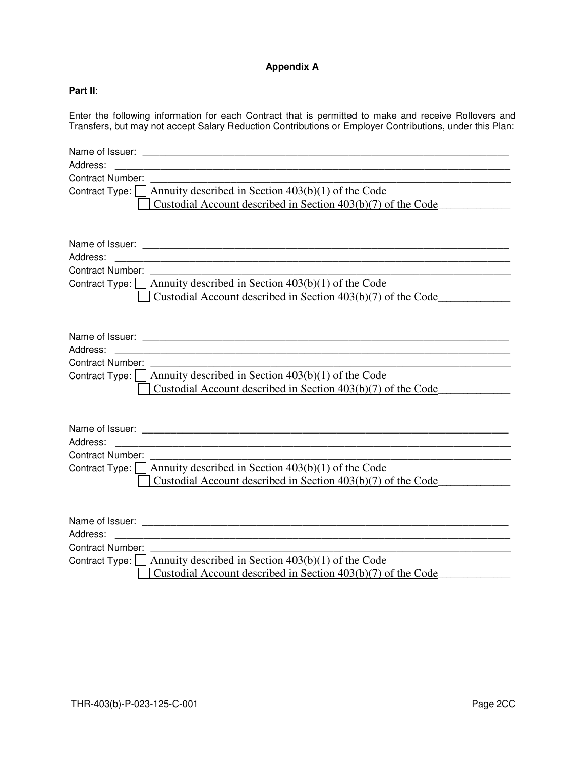**Appendix A**

**Part II**:

Enter the following information for each Contract that is permitted to make and receive Rollovers and Transfers, but may not accept Salary Reduction Contributions or Employer Contributions, under this Plan:

Name of Issuer: ______________________________________________________________________
Address: ______________________________________________________________________
Contract Number: ______________________________________________________________________
Contract Type: ☐ Annuity described in Section 403(b)(1) of the Code
☐ Custodial Account described in Section 403(b)(7) of the Code____________

Name of Issuer: ______________________________________________________________________
Address: ______________________________________________________________________
Contract Number: ______________________________________________________________________
Contract Type: ☐ Annuity described in Section 403(b)(1) of the Code
☐ Custodial Account described in Section 403(b)(7) of the Code____________

Name of Issuer: ______________________________________________________________________
Address: ______________________________________________________________________
Contract Number: ______________________________________________________________________
Contract Type: ☐ Annuity described in Section 403(b)(1) of the Code
☐ Custodial Account described in Section 403(b)(7) of the Code____________

Name of Issuer: ______________________________________________________________________
Address: ______________________________________________________________________
Contract Number: ______________________________________________________________________
Contract Type: ☐ Annuity described in Section 403(b)(1) of the Code
☐ Custodial Account described in Section 403(b)(7) of the Code____________

Name of Issuer: ______________________________________________________________________
Address: ______________________________________________________________________
Contract Number: ______________________________________________________________________
Contract Type: ☐ Annuity described in Section 403(b)(1) of the Code
☐ Custodial Account described in Section 403(b)(7) of the Code____________

THR-403(b)-P-023-125-C-001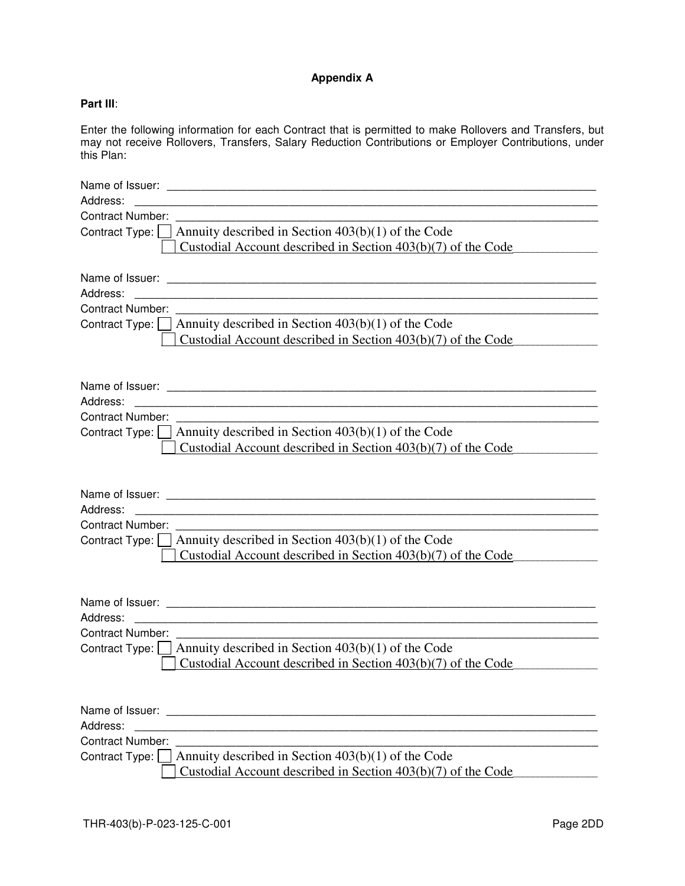**Appendix A**

**Part III**:

Enter the following information for each Contract that is permitted to make Rollovers and Transfers, but may not receive Rollovers, Transfers, Salary Reduction Contributions or Employer Contributions, under this Plan:

Name of Issuer: ________________________________________________________________________
Address: ______________________________________________________________________________
Contract Number: _______________________________________________________________________
Contract Type: ☐ Annuity described in Section 403(b)(1) of the Code
☐ Custodial Account described in Section 403(b)(7) of the Code

Name of Issuer: ________________________________________________________________________
Address: ______________________________________________________________________________
Contract Number: _______________________________________________________________________
Contract Type: ☐ Annuity described in Section 403(b)(1) of the Code
☐ Custodial Account described in Section 403(b)(7) of the Code

Name of Issuer: ________________________________________________________________________
Address: ______________________________________________________________________________
Contract Number: _______________________________________________________________________
Contract Type: ☐ Annuity described in Section 403(b)(1) of the Code
☐ Custodial Account described in Section 403(b)(7) of the Code

Name of Issuer: ________________________________________________________________________
Address: ______________________________________________________________________________
Contract Number: _______________________________________________________________________
Contract Type: ☐ Annuity described in Section 403(b)(1) of the Code
☐ Custodial Account described in Section 403(b)(7) of the Code

Name of Issuer: ________________________________________________________________________
Address: ______________________________________________________________________________
Contract Number: _______________________________________________________________________
Contract Type: ☐ Annuity described in Section 403(b)(1) of the Code
☐ Custodial Account described in Section 403(b)(7) of the Code

Name of Issuer: ________________________________________________________________________
Address: ______________________________________________________________________________
Contract Number: _______________________________________________________________________
Contract Type: ☐ Annuity described in Section 403(b)(1) of the Code
☐ Custodial Account described in Section 403(b)(7) of the Code

THR-403(b)-P-023-125-C-001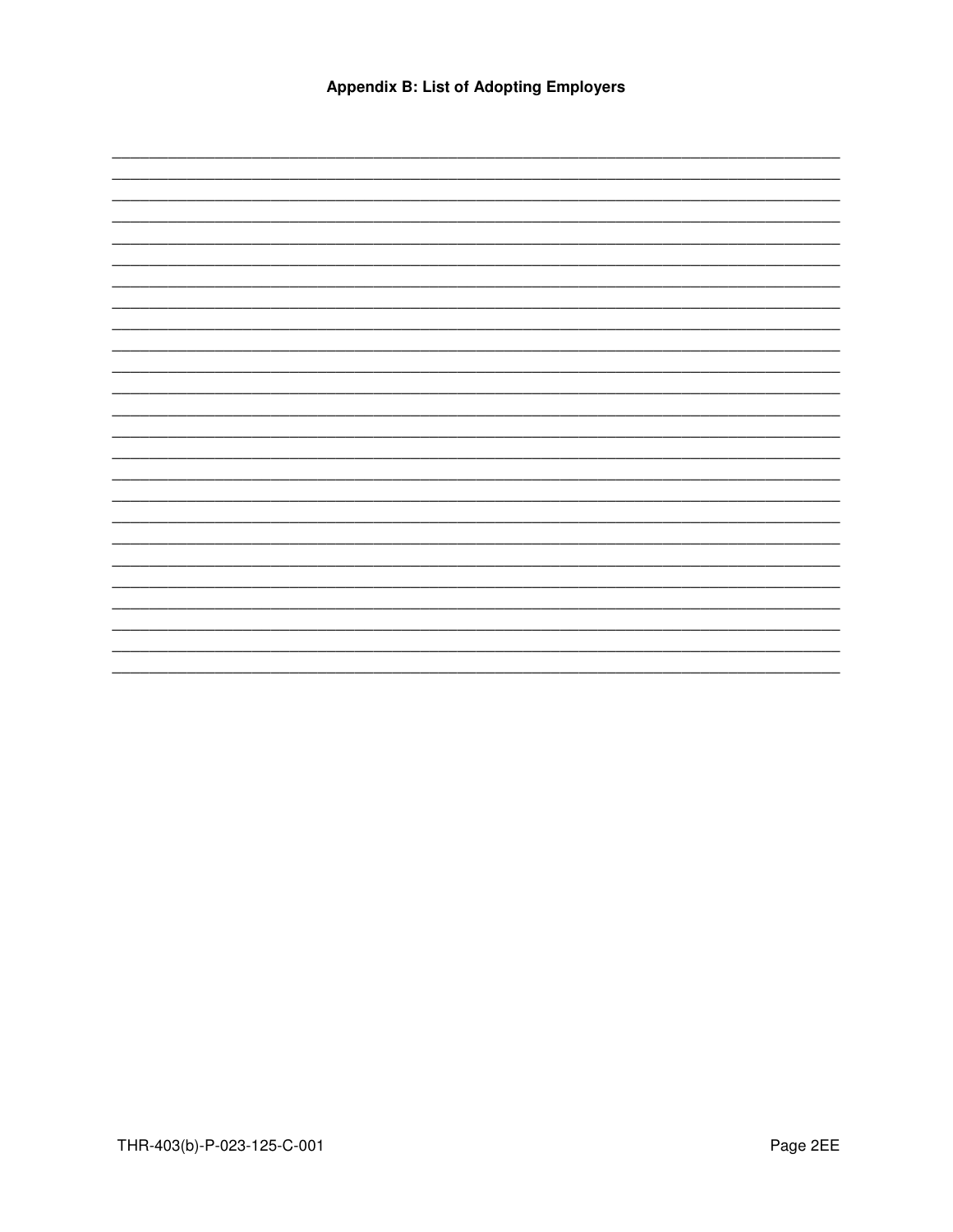# Appendix B: List of Adopting Employers

\_\_\_\_\_\_\_\_\_\_\_\_\_\_\_\_\_\_\_\_\_\_\_\_\_\_\_\_\_\_\_\_\_\_\_\_\_\_\_\_\_\_\_\_\_\_\_\_\_\_\_\_\_\_\_\_\_\_\_\_\_\_\_\_\_\_\_\_\_\_\_\_

\_\_\_\_\_\_\_\_\_\_\_\_\_\_\_\_\_\_\_\_\_\_\_\_\_\_\_\_\_\_\_\_\_\_\_\_\_\_\_\_\_\_\_\_\_\_\_\_\_\_\_\_\_\_\_\_\_\_\_\_\_\_\_\_\_\_\_\_\_\_\_\_

\_\_\_\_\_\_\_\_\_\_\_\_\_\_\_\_\_\_\_\_\_\_\_\_\_\_\_\_\_\_\_\_\_\_\_\_\_\_\_\_\_\_\_\_\_\_\_\_\_\_\_\_\_\_\_\_\_\_\_\_\_\_\_\_\_\_\_\_\_\_\_\_

\_\_\_\_\_\_\_\_\_\_\_\_\_\_\_\_\_\_\_\_\_\_\_\_\_\_\_\_\_\_\_\_\_\_\_\_\_\_\_\_\_\_\_\_\_\_\_\_\_\_\_\_\_\_\_\_\_\_\_\_\_\_\_\_\_\_\_\_\_\_\_\_

\_\_\_\_\_\_\_\_\_\_\_\_\_\_\_\_\_\_\_\_\_\_\_\_\_\_\_\_\_\_\_\_\_\_\_\_\_\_\_\_\_\_\_\_\_\_\_\_\_\_\_\_\_\_\_\_\_\_\_\_\_\_\_\_\_\_\_\_\_\_\_\_

\_\_\_\_\_\_\_\_\_\_\_\_\_\_\_\_\_\_\_\_\_\_\_\_\_\_\_\_\_\_\_\_\_\_\_\_\_\_\_\_\_\_\_\_\_\_\_\_\_\_\_\_\_\_\_\_\_\_\_\_\_\_\_\_\_\_\_\_\_\_\_\_

\_\_\_\_\_\_\_\_\_\_\_\_\_\_\_\_\_\_\_\_\_\_\_\_\_\_\_\_\_\_\_\_\_\_\_\_\_\_\_\_\_\_\_\_\_\_\_\_\_\_\_\_\_\_\_\_\_\_\_\_\_\_\_\_\_\_\_\_\_\_\_\_

\_\_\_\_\_\_\_\_\_\_\_\_\_\_\_\_\_\_\_\_\_\_\_\_\_\_\_\_\_\_\_\_\_\_\_\_\_\_\_\_\_\_\_\_\_\_\_\_\_\_\_\_\_\_\_\_\_\_\_\_\_\_\_\_\_\_\_\_\_\_\_\_

\_\_\_\_\_\_\_\_\_\_\_\_\_\_\_\_\_\_\_\_\_\_\_\_\_\_\_\_\_\_\_\_\_\_\_\_\_\_\_\_\_\_\_\_\_\_\_\_\_\_\_\_\_\_\_\_\_\_\_\_\_\_\_\_\_\_\_\_\_\_\_\_

\_\_\_\_\_\_\_\_\_\_\_\_\_\_\_\_\_\_\_\_\_\_\_\_\_\_\_\_\_\_\_\_\_\_\_\_\_\_\_\_\_\_\_\_\_\_\_\_\_\_\_\_\_\_\_\_\_\_\_\_\_\_\_\_\_\_\_\_\_\_\_\_

\_\_\_\_\_\_\_\_\_\_\_\_\_\_\_\_\_\_\_\_\_\_\_\_\_\_\_\_\_\_\_\_\_\_\_\_\_\_\_\_\_\_\_\_\_\_\_\_\_\_\_\_\_\_\_\_\_\_\_\_\_\_\_\_\_\_\_\_\_\_\_\_

\_\_\_\_\_\_\_\_\_\_\_\_\_\_\_\_\_\_\_\_\_\_\_\_\_\_\_\_\_\_\_\_\_\_\_\_\_\_\_\_\_\_\_\_\_\_\_\_\_\_\_\_\_\_\_\_\_\_\_\_\_\_\_\_\_\_\_\_\_\_\_\_

\_\_\_\_\_\_\_\_\_\_\_\_\_\_\_\_\_\_\_\_\_\_\_\_\_\_\_\_\_\_\_\_\_\_\_\_\_\_\_\_\_\_\_\_\_\_\_\_\_\_\_\_\_\_\_\_\_\_\_\_\_\_\_\_\_\_\_\_\_\_\_\_

\_\_\_\_\_\_\_\_\_\_\_\_\_\_\_\_\_\_\_\_\_\_\_\_\_\_\_\_\_\_\_\_\_\_\_\_\_\_\_\_\_\_\_\_\_\_\_\_\_\_\_\_\_\_\_\_\_\_\_\_\_\_\_\_\_\_\_\_\_\_\_\_

\_\_\_\_\_\_\_\_\_\_\_\_\_\_\_\_\_\_\_\_\_\_\_\_\_\_\_\_\_\_\_\_\_\_\_\_\_\_\_\_\_\_\_\_\_\_\_\_\_\_\_\_\_\_\_\_\_\_\_\_\_\_\_\_\_\_\_\_\_\_\_\_

\_\_\_\_\_\_\_\_\_\_\_\_\_\_\_\_\_\_\_\_\_\_\_\_\_\_\_\_\_\_\_\_\_\_\_\_\_\_\_\_\_\_\_\_\_\_\_\_\_\_\_\_\_\_\_\_\_\_\_\_\_\_\_\_\_\_\_\_\_\_\_\_

\_\_\_\_\_\_\_\_\_\_\_\_\_\_\_\_\_\_\_\_\_\_\_\_\_\_\_\_\_\_\_\_\_\_\_\_\_\_\_\_\_\_\_\_\_\_\_\_\_\_\_\_\_\_\_\_\_\_\_\_\_\_\_\_\_\_\_\_\_\_\_\_

\_\_\_\_\_\_\_\_\_\_\_\_\_\_\_\_\_\_\_\_\_\_\_\_\_\_\_\_\_\_\_\_\_\_\_\_\_\_\_\_\_\_\_\_\_\_\_\_\_\_\_\_\_\_\_\_\_\_\_\_\_\_\_\_\_\_\_\_\_\_\_\_

\_\_\_\_\_\_\_\_\_\_\_\_\_\_\_\_\_\_\_\_\_\_\_\_\_\_\_\_\_\_\_\_\_\_\_\_\_\_\_\_\_\_\_\_\_\_\_\_\_\_\_\_\_\_\_\_\_\_\_\_\_\_\_\_\_\_\_\_\_\_\_\_

\_\_\_\_\_\_\_\_\_\_\_\_\_\_\_\_\_\_\_\_\_\_\_\_\_\_\_\_\_\_\_\_\_\_\_\_\_\_\_\_\_\_\_\_\_\_\_\_\_\_\_\_\_\_\_\_\_\_\_\_\_\_\_\_\_\_\_\_\_\_\_\_

\_\_\_\_\_\_\_\_\_\_\_\_\_\_\_\_\_\_\_\_\_\_\_\_\_\_\_\_\_\_\_\_\_\_\_\_\_\_\_\_\_\_\_\_\_\_\_\_\_\_\_\_\_\_\_\_\_\_\_\_\_\_\_\_\_\_\_\_\_\_\_\_

\_\_\_\_\_\_\_\_\_\_\_\_\_\_\_\_\_\_\_\_\_\_\_\_\_\_\_\_\_\_\_\_\_\_\_\_\_\_\_\_\_\_\_\_\_\_\_\_\_\_\_\_\_\_\_\_\_\_\_\_\_\_\_\_\_\_\_\_\_\_\_\_

\_\_\_\_\_\_\_\_\_\_\_\_\_\_\_\_\_\_\_\_\_\_\_\_\_\_\_\_\_\_\_\_\_\_\_\_\_\_\_\_\_\_\_\_\_\_\_\_\_\_\_\_\_\_\_\_\_\_\_\_\_\_\_\_\_\_\_\_\_\_\_\_

\_\_\_\_\_\_\_\_\_\_\_\_\_\_\_\_\_\_\_\_\_\_\_\_\_\_\_\_\_\_\_\_\_\_\_\_\_\_\_\_\_\_\_\_\_\_\_\_\_\_\_\_\_\_\_\_\_\_\_\_\_\_\_\_\_\_\_\_\_\_\_\_

\_\_\_\_\_\_\_\_\_\_\_\_\_\_\_\_\_\_\_\_\_\_\_\_\_\_\_\_\_\_\_\_\_\_\_\_\_\_\_\_\_\_\_\_\_\_\_\_\_\_\_\_\_\_\_\_\_\_\_\_\_\_\_\_\_\_\_\_\_\_\_\_